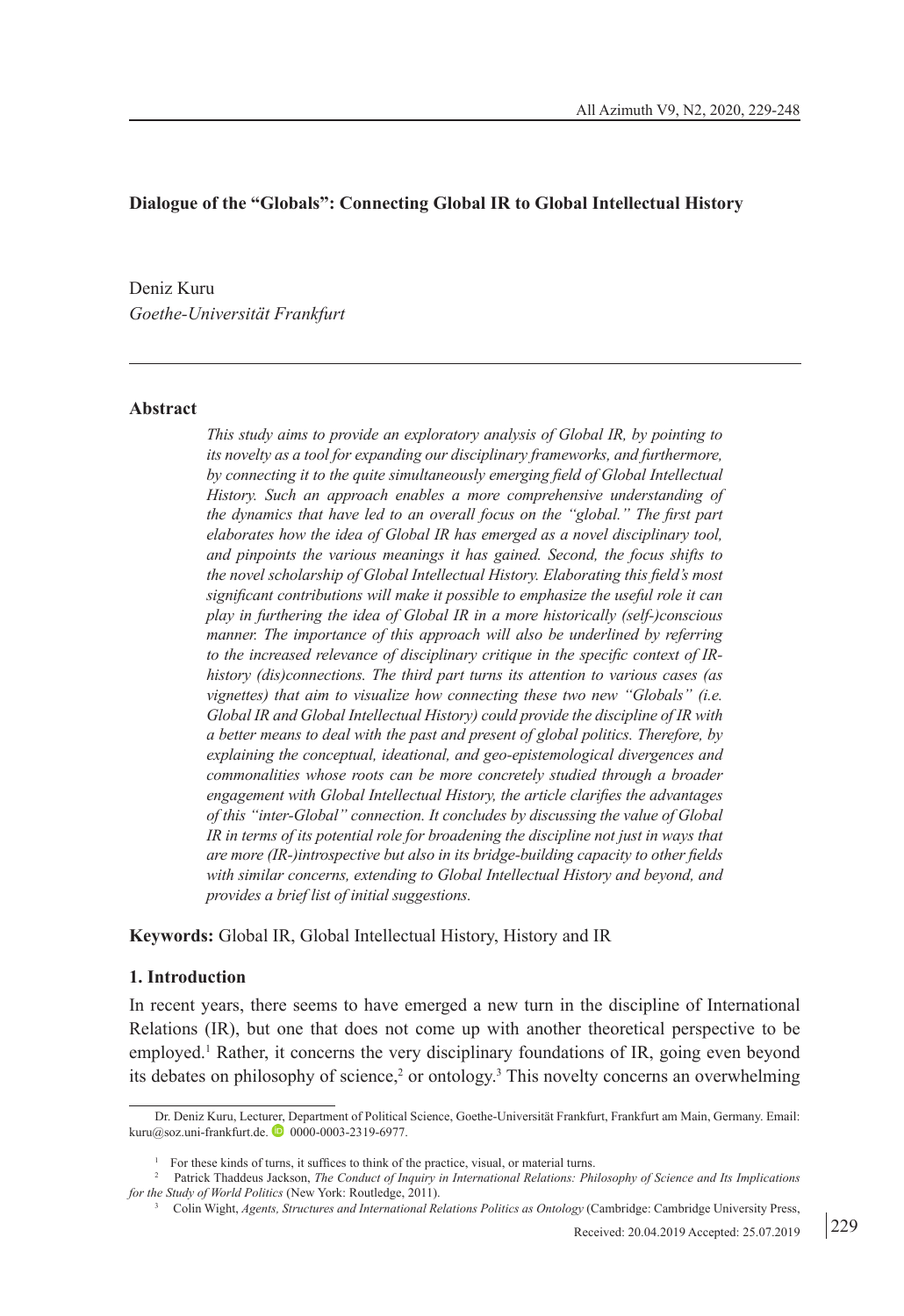## Dialogue of the "Globals": Connecting Global IR to Global Intellectual History

Deniz Kuru
*Goethe-Universität Frankfurt*

### Abstract

*This study aims to provide an exploratory analysis of Global IR, by pointing to its novelty as a tool for expanding our disciplinary frameworks, and furthermore, by connecting it to the quite simultaneously emerging field of Global Intellectual History. Such an approach enables a more comprehensive understanding of the dynamics that have led to an overall focus on the "global." The first part elaborates how the idea of Global IR has emerged as a novel disciplinary tool, and pinpoints the various meanings it has gained. Second, the focus shifts to the novel scholarship of Global Intellectual History. Elaborating this field's most significant contributions will make it possible to emphasize the useful role it can play in furthering the idea of Global IR in a more historically (self-)conscious manner. The importance of this approach will also be underlined by referring to the increased relevance of disciplinary critique in the specific context of IR-history (dis)connections. The third part turns its attention to various cases (as vignettes) that aim to visualize how connecting these two new "Globals" (i.e. Global IR and Global Intellectual History) could provide the discipline of IR with a better means to deal with the past and present of global politics. Therefore, by explaining the conceptual, ideational, and geo-epistemological divergences and commonalities whose roots can be more concretely studied through a broader engagement with Global Intellectual History, the article clarifies the advantages of this "inter-Global" connection. It concludes by discussing the value of Global IR in terms of its potential role for broadening the discipline not just in ways that are more (IR-)introspective but also in its bridge-building capacity to other fields with similar concerns, extending to Global Intellectual History and beyond, and provides a brief list of initial suggestions.*

**Keywords:** Global IR, Global Intellectual History, History and IR

### 1. Introduction

In recent years, there seems to have emerged a new turn in the discipline of International Relations (IR), but one that does not come up with another theoretical perspective to be employed.[1] Rather, it concerns the very disciplinary foundations of IR, going even beyond its debates on philosophy of science,[2] or ontology.[3] This novelty concerns an overwhelming

---

Dr. Deniz Kuru, Lecturer, Department of Political Science, Goethe-Universität Frankfurt, Frankfurt am Main, Germany. Email: kuru@soz.uni-frankfurt.de. 0000-0003-2319-6977.

[1] For these kinds of turns, it suffices to think of the practice, visual, or material turns.

[2] Patrick Thaddeus Jackson, *The Conduct of Inquiry in International Relations: Philosophy of Science and Its Implications for the Study of World Politics* (New York: Routledge, 2011).

[3] Colin Wight, *Agents, Structures and International Relations Politics as Ontology* (Cambridge: Cambridge University Press,

Received: 20.04.2019 Accepted: 25.07.2019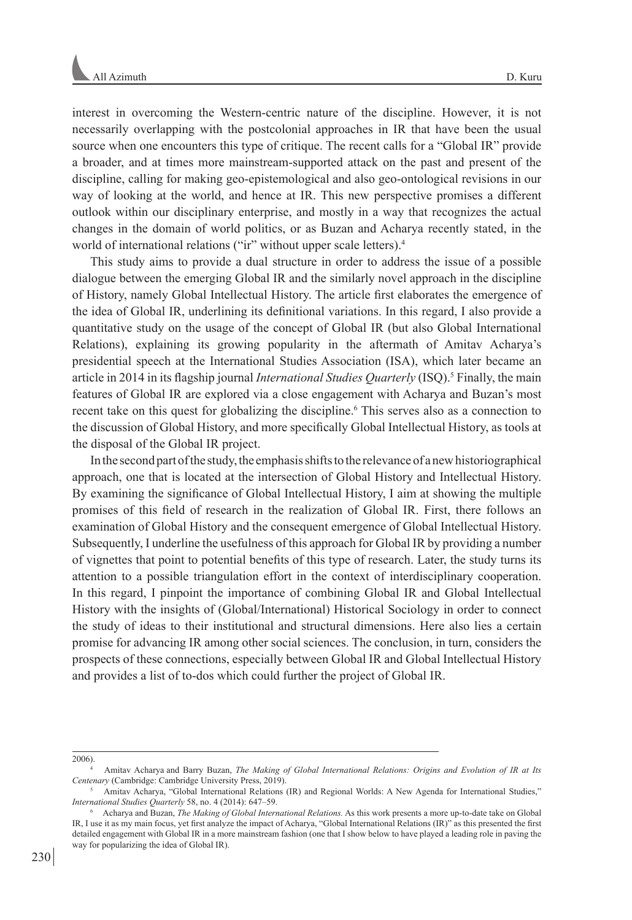interest in overcoming the Western-centric nature of the discipline. However, it is not necessarily overlapping with the postcolonial approaches in IR that have been the usual source when one encounters this type of critique. The recent calls for a "Global IR" provide a broader, and at times more mainstream-supported attack on the past and present of the discipline, calling for making geo-epistemological and also geo-ontological revisions in our way of looking at the world, and hence at IR. This new perspective promises a different outlook within our disciplinary enterprise, and mostly in a way that recognizes the actual changes in the domain of world politics, or as Buzan and Acharya recently stated, in the world of international relations ("ir" without upper scale letters).[4]

This study aims to provide a dual structure in order to address the issue of a possible dialogue between the emerging Global IR and the similarly novel approach in the discipline of History, namely Global Intellectual History. The article first elaborates the emergence of the idea of Global IR, underlining its definitional variations. In this regard, I also provide a quantitative study on the usage of the concept of Global IR (but also Global International Relations), explaining its growing popularity in the aftermath of Amitav Acharya's presidential speech at the International Studies Association (ISA), which later became an article in 2014 in its flagship journal *International Studies Quarterly* (ISQ).[5] Finally, the main features of Global IR are explored via a close engagement with Acharya and Buzan's most recent take on this quest for globalizing the discipline.[6] This serves also as a connection to the discussion of Global History, and more specifically Global Intellectual History, as tools at the disposal of the Global IR project.

In the second part of the study, the emphasis shifts to the relevance of a new historiographical approach, one that is located at the intersection of Global History and Intellectual History. By examining the significance of Global Intellectual History, I aim at showing the multiple promises of this field of research in the realization of Global IR. First, there follows an examination of Global History and the consequent emergence of Global Intellectual History. Subsequently, I underline the usefulness of this approach for Global IR by providing a number of vignettes that point to potential benefits of this type of research. Later, the study turns its attention to a possible triangulation effort in the context of interdisciplinary cooperation. In this regard, I pinpoint the importance of combining Global IR and Global Intellectual History with the insights of (Global/International) Historical Sociology in order to connect the study of ideas to their institutional and structural dimensions. Here also lies a certain promise for advancing IR among other social sciences. The conclusion, in turn, considers the prospects of these connections, especially between Global IR and Global Intellectual History and provides a list of to-dos which could further the project of Global IR.

---

2006).

[4] Amitav Acharya and Barry Buzan, *The Making of Global International Relations: Origins and Evolution of IR at Its Centenary* (Cambridge: Cambridge University Press, 2019).

[5] Amitav Acharya, "Global International Relations (IR) and Regional Worlds: A New Agenda for International Studies," *International Studies Quarterly* 58, no. 4 (2014): 647–59.

[6] Acharya and Buzan, *The Making of Global International Relations.* As this work presents a more up-to-date take on Global IR, I use it as my main focus, yet first analyze the impact of Acharya, "Global International Relations (IR)" as this presented the first detailed engagement with Global IR in a more mainstream fashion (one that I show below to have played a leading role in paving the way for popularizing the idea of Global IR).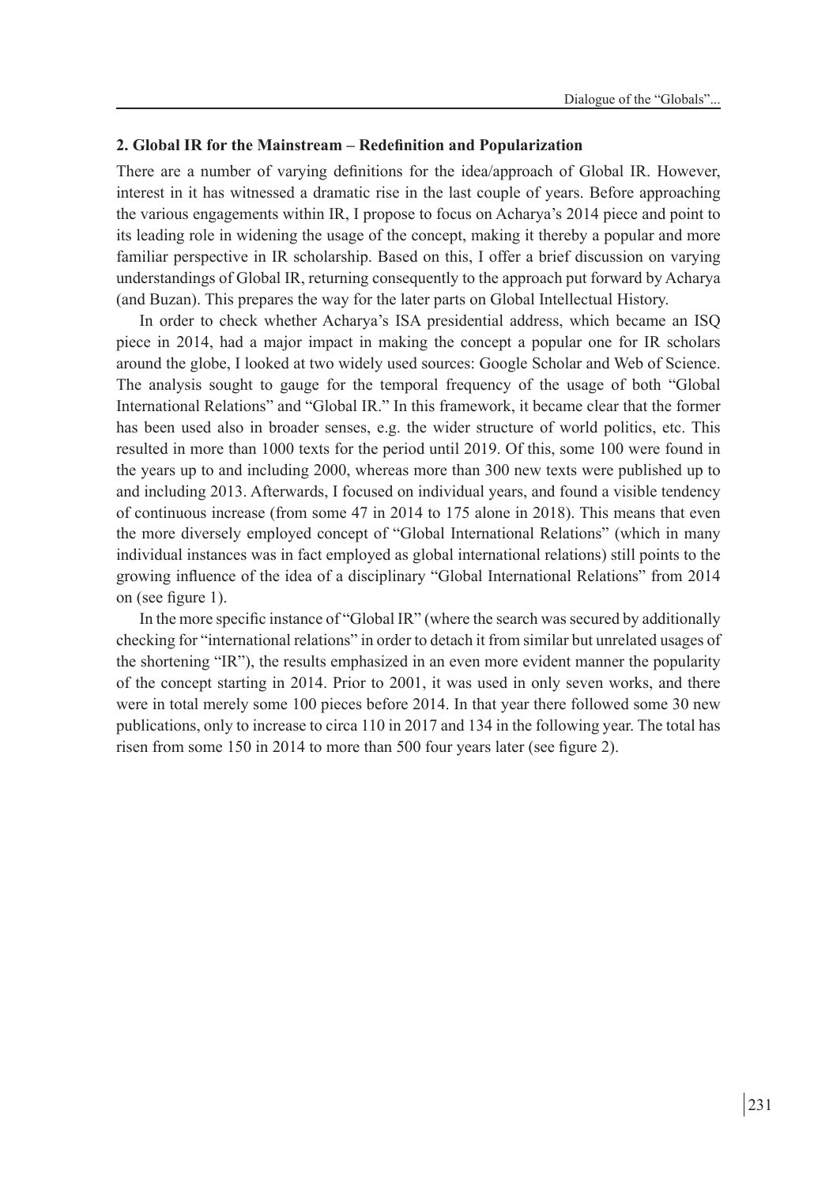## 2. Global IR for the Mainstream – Redefinition and Popularization

There are a number of varying definitions for the idea/approach of Global IR. However, interest in it has witnessed a dramatic rise in the last couple of years. Before approaching the various engagements within IR, I propose to focus on Acharya's 2014 piece and point to its leading role in widening the usage of the concept, making it thereby a popular and more familiar perspective in IR scholarship. Based on this, I offer a brief discussion on varying understandings of Global IR, returning consequently to the approach put forward by Acharya (and Buzan). This prepares the way for the later parts on Global Intellectual History.

In order to check whether Acharya's ISA presidential address, which became an ISQ piece in 2014, had a major impact in making the concept a popular one for IR scholars around the globe, I looked at two widely used sources: Google Scholar and Web of Science. The analysis sought to gauge for the temporal frequency of the usage of both "Global International Relations" and "Global IR." In this framework, it became clear that the former has been used also in broader senses, e.g. the wider structure of world politics, etc. This resulted in more than 1000 texts for the period until 2019. Of this, some 100 were found in the years up to and including 2000, whereas more than 300 new texts were published up to and including 2013. Afterwards, I focused on individual years, and found a visible tendency of continuous increase (from some 47 in 2014 to 175 alone in 2018). This means that even the more diversely employed concept of "Global International Relations" (which in many individual instances was in fact employed as global international relations) still points to the growing influence of the idea of a disciplinary "Global International Relations" from 2014 on (see figure 1).

In the more specific instance of "Global IR" (where the search was secured by additionally checking for "international relations" in order to detach it from similar but unrelated usages of the shortening "IR"), the results emphasized in an even more evident manner the popularity of the concept starting in 2014. Prior to 2001, it was used in only seven works, and there were in total merely some 100 pieces before 2014. In that year there followed some 30 new publications, only to increase to circa 110 in 2017 and 134 in the following year. The total has risen from some 150 in 2014 to more than 500 four years later (see figure 2).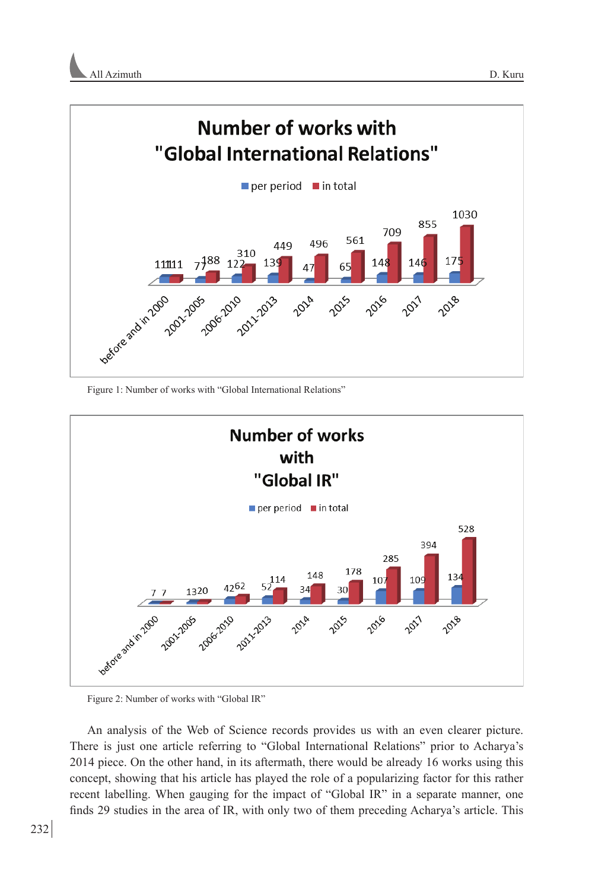Figure 1: Number of works with "Global International Relations"

Figure 2: Number of works with "Global IR"

An analysis of the Web of Science records provides us with an even clearer picture. There is just one article referring to "Global International Relations" prior to Acharya's 2014 piece. On the other hand, in its aftermath, there would be already 16 works using this concept, showing that his article has played the role of a popularizing factor for this rather recent labelling. When gauging for the impact of "Global IR" in a separate manner, one finds 29 studies in the area of IR, with only two of them preceding Acharya's article. This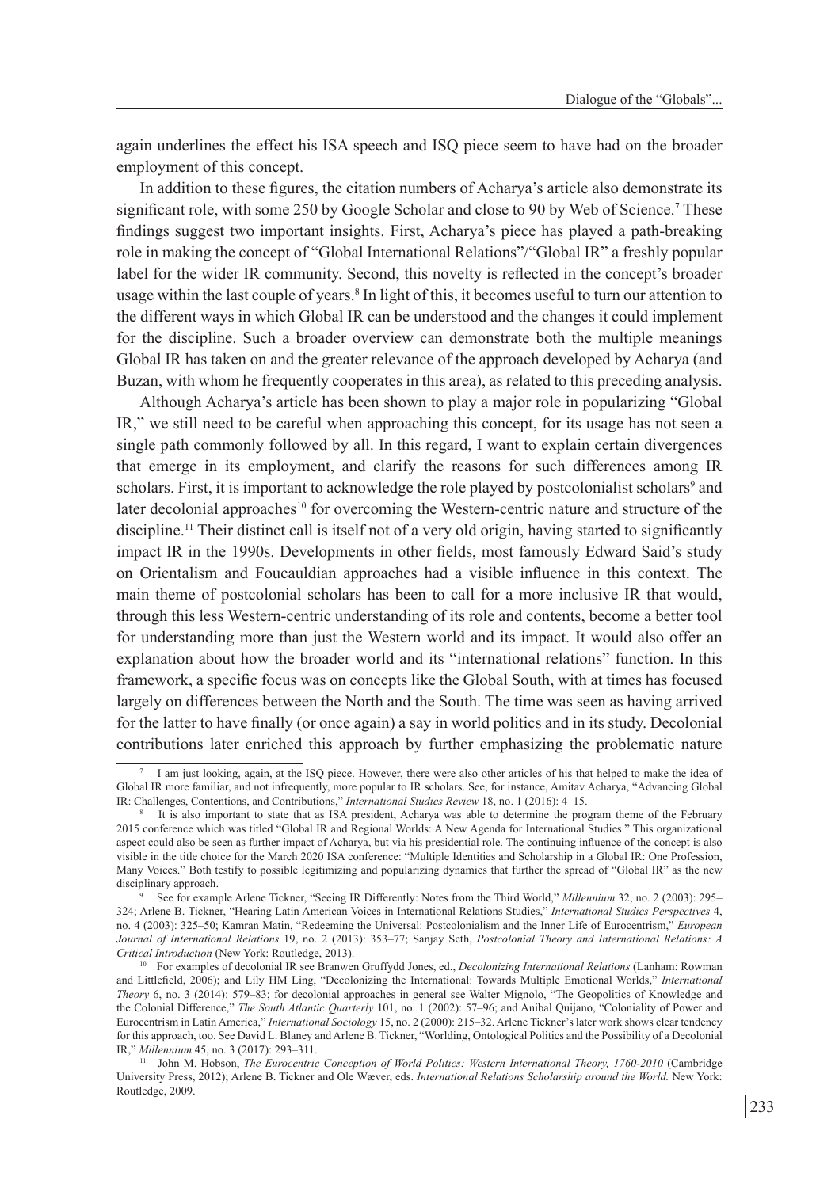again underlines the effect his ISA speech and ISQ piece seem to have had on the broader employment of this concept.

In addition to these figures, the citation numbers of Acharya's article also demonstrate its significant role, with some 250 by Google Scholar and close to 90 by Web of Science.[7] These findings suggest two important insights. First, Acharya's piece has played a path-breaking role in making the concept of "Global International Relations"/"Global IR" a freshly popular label for the wider IR community. Second, this novelty is reflected in the concept's broader usage within the last couple of years.[8] In light of this, it becomes useful to turn our attention to the different ways in which Global IR can be understood and the changes it could implement for the discipline. Such a broader overview can demonstrate both the multiple meanings Global IR has taken on and the greater relevance of the approach developed by Acharya (and Buzan, with whom he frequently cooperates in this area), as related to this preceding analysis.

Although Acharya's article has been shown to play a major role in popularizing "Global IR," we still need to be careful when approaching this concept, for its usage has not seen a single path commonly followed by all. In this regard, I want to explain certain divergences that emerge in its employment, and clarify the reasons for such differences among IR scholars. First, it is important to acknowledge the role played by postcolonialist scholars[9] and later decolonial approaches[10] for overcoming the Western-centric nature and structure of the discipline.[11] Their distinct call is itself not of a very old origin, having started to significantly impact IR in the 1990s. Developments in other fields, most famously Edward Said's study on Orientalism and Foucauldian approaches had a visible influence in this context. The main theme of postcolonial scholars has been to call for a more inclusive IR that would, through this less Western-centric understanding of its role and contents, become a better tool for understanding more than just the Western world and its impact. It would also offer an explanation about how the broader world and its "international relations" function. In this framework, a specific focus was on concepts like the Global South, with at times has focused largely on differences between the North and the South. The time was seen as having arrived for the latter to have finally (or once again) a say in world politics and in its study. Decolonial contributions later enriched this approach by further emphasizing the problematic nature

---

[7] I am just looking, again, at the ISQ piece. However, there were also other articles of his that helped to make the idea of Global IR more familiar, and not infrequently, more popular to IR scholars. See, for instance, Amitav Acharya, "Advancing Global IR: Challenges, Contentions, and Contributions," *International Studies Review* 18, no. 1 (2016): 4–15.

[8] It is also important to state that as ISA president, Acharya was able to determine the program theme of the February 2015 conference which was titled "Global IR and Regional Worlds: A New Agenda for International Studies." This organizational aspect could also be seen as further impact of Acharya, but via his presidential role. The continuing influence of the concept is also visible in the title choice for the March 2020 ISA conference: "Multiple Identities and Scholarship in a Global IR: One Profession, Many Voices." Both testify to possible legitimizing and popularizing dynamics that further the spread of "Global IR" as the new disciplinary approach.

[9] See for example Arlene Tickner, "Seeing IR Differently: Notes from the Third World," *Millennium* 32, no. 2 (2003): 295–324; Arlene B. Tickner, "Hearing Latin American Voices in International Relations Studies," *International Studies Perspectives* 4, no. 4 (2003): 325–50; Kamran Matin, "Redeeming the Universal: Postcolonialism and the Inner Life of Eurocentrism," *European Journal of International Relations* 19, no. 2 (2013): 353–77; Sanjay Seth, *Postcolonial Theory and International Relations: A Critical Introduction* (New York: Routledge, 2013).

[10] For examples of decolonial IR see Branwen Gruffydd Jones, ed., *Decolonizing International Relations* (Lanham: Rowman and Littlefield, 2006); and Lily HM Ling, "Decolonizing the International: Towards Multiple Emotional Worlds," *International Theory* 6, no. 3 (2014): 579–83; for decolonial approaches in general see Walter Mignolo, "The Geopolitics of Knowledge and the Colonial Difference," *The South Atlantic Quarterly* 101, no. 1 (2002): 57–96; and Anibal Quijano, "Coloniality of Power and Eurocentrism in Latin America," *International Sociology* 15, no. 2 (2000): 215–32. Arlene Tickner's later work shows clear tendency for this approach, too. See David L. Blaney and Arlene B. Tickner, "Worlding, Ontological Politics and the Possibility of a Decolonial IR," *Millennium* 45, no. 3 (2017): 293–311.

[11] John M. Hobson, *The Eurocentric Conception of World Politics: Western International Theory, 1760-2010* (Cambridge University Press, 2012); Arlene B. Tickner and Ole Wæver, eds. *International Relations Scholarship around the World.* New York: Routledge, 2009.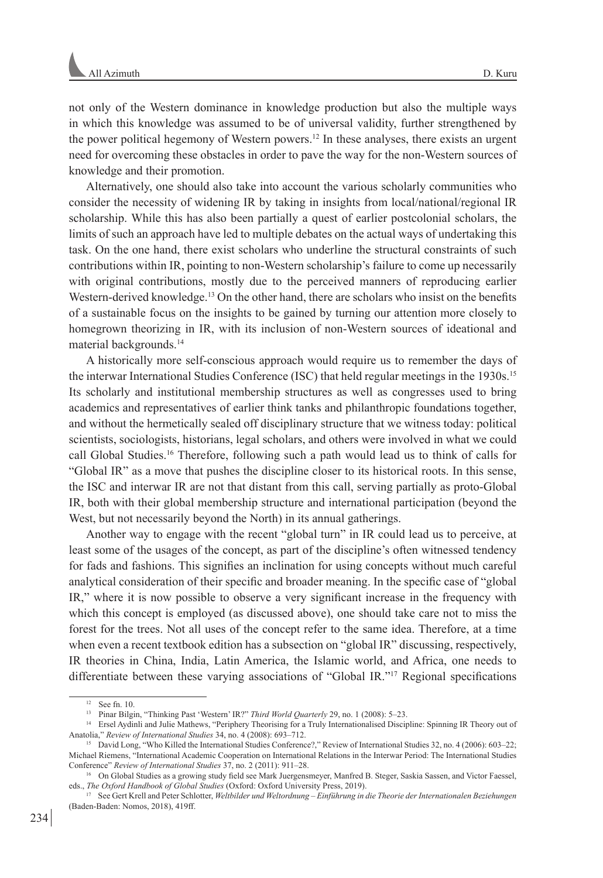not only of the Western dominance in knowledge production but also the multiple ways in which this knowledge was assumed to be of universal validity, further strengthened by the power political hegemony of Western powers.[12] In these analyses, there exists an urgent need for overcoming these obstacles in order to pave the way for the non-Western sources of knowledge and their promotion.

Alternatively, one should also take into account the various scholarly communities who consider the necessity of widening IR by taking in insights from local/national/regional IR scholarship. While this has also been partially a quest of earlier postcolonial scholars, the limits of such an approach have led to multiple debates on the actual ways of undertaking this task. On the one hand, there exist scholars who underline the structural constraints of such contributions within IR, pointing to non-Western scholarship's failure to come up necessarily with original contributions, mostly due to the perceived manners of reproducing earlier Western-derived knowledge.[13] On the other hand, there are scholars who insist on the benefits of a sustainable focus on the insights to be gained by turning our attention more closely to homegrown theorizing in IR, with its inclusion of non-Western sources of ideational and material backgrounds.[14]

A historically more self-conscious approach would require us to remember the days of the interwar International Studies Conference (ISC) that held regular meetings in the 1930s.[15] Its scholarly and institutional membership structures as well as congresses used to bring academics and representatives of earlier think tanks and philanthropic foundations together, and without the hermetically sealed off disciplinary structure that we witness today: political scientists, sociologists, historians, legal scholars, and others were involved in what we could call Global Studies.[16] Therefore, following such a path would lead us to think of calls for "Global IR" as a move that pushes the discipline closer to its historical roots. In this sense, the ISC and interwar IR are not that distant from this call, serving partially as proto-Global IR, both with their global membership structure and international participation (beyond the West, but not necessarily beyond the North) in its annual gatherings.

Another way to engage with the recent "global turn" in IR could lead us to perceive, at least some of the usages of the concept, as part of the discipline's often witnessed tendency for fads and fashions. This signifies an inclination for using concepts without much careful analytical consideration of their specific and broader meaning. In the specific case of "global IR," where it is now possible to observe a very significant increase in the frequency with which this concept is employed (as discussed above), one should take care not to miss the forest for the trees. Not all uses of the concept refer to the same idea. Therefore, at a time when even a recent textbook edition has a subsection on "global IR" discussing, respectively, IR theories in China, India, Latin America, the Islamic world, and Africa, one needs to differentiate between these varying associations of "Global IR."[17] Regional specifications

---

[12] See fn. 10.

[13] Pinar Bilgin, "Thinking Past 'Western' IR?" *Third World Quarterly* 29, no. 1 (2008): 5–23.

[14] Ersel Aydinli and Julie Mathews, "Periphery Theorising for a Truly Internationalised Discipline: Spinning IR Theory out of Anatolia," *Review of International Studies* 34, no. 4 (2008): 693–712.

[15] David Long, "Who Killed the International Studies Conference?," Review of International Studies 32, no. 4 (2006): 603–22; Michael Riemens, "International Academic Cooperation on International Relations in the Interwar Period: The International Studies Conference" *Review of International Studies* 37, no. 2 (2011): 911–28.

[16] On Global Studies as a growing study field see Mark Juergensmeyer, Manfred B. Steger, Saskia Sassen, and Victor Faessel, eds., *The Oxford Handbook of Global Studies* (Oxford: Oxford University Press, 2019).

[17] See Gert Krell and Peter Schlotter, *Weltbilder und Weltordnung – Einführung in die Theorie der Internationalen Beziehungen* (Baden-Baden: Nomos, 2018), 419ff.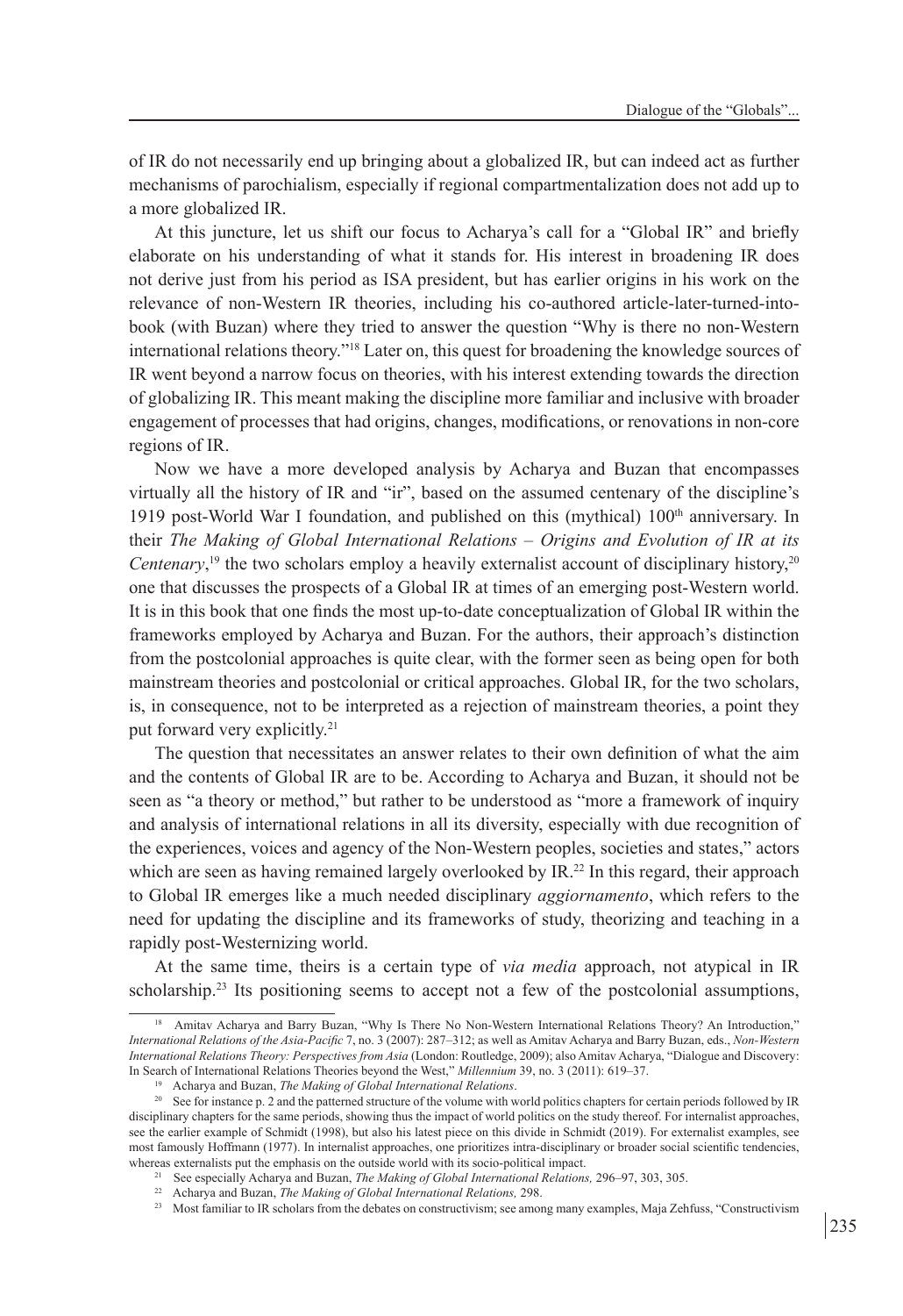of IR do not necessarily end up bringing about a globalized IR, but can indeed act as further mechanisms of parochialism, especially if regional compartmentalization does not add up to a more globalized IR.

At this juncture, let us shift our focus to Acharya's call for a "Global IR" and briefly elaborate on his understanding of what it stands for. His interest in broadening IR does not derive just from his period as ISA president, but has earlier origins in his work on the relevance of non-Western IR theories, including his co-authored article-later-turned-into-book (with Buzan) where they tried to answer the question "Why is there no non-Western international relations theory."[18] Later on, this quest for broadening the knowledge sources of IR went beyond a narrow focus on theories, with his interest extending towards the direction of globalizing IR. This meant making the discipline more familiar and inclusive with broader engagement of processes that had origins, changes, modifications, or renovations in non-core regions of IR.

Now we have a more developed analysis by Acharya and Buzan that encompasses virtually all the history of IR and "ir", based on the assumed centenary of the discipline's 1919 post-World War I foundation, and published on this (mythical) 100th anniversary. In their *The Making of Global International Relations – Origins and Evolution of IR at its Centenary*,[19] the two scholars employ a heavily externalist account of disciplinary history,[20] one that discusses the prospects of a Global IR at times of an emerging post-Western world. It is in this book that one finds the most up-to-date conceptualization of Global IR within the frameworks employed by Acharya and Buzan. For the authors, their approach's distinction from the postcolonial approaches is quite clear, with the former seen as being open for both mainstream theories and postcolonial or critical approaches. Global IR, for the two scholars, is, in consequence, not to be interpreted as a rejection of mainstream theories, a point they put forward very explicitly.[21]

The question that necessitates an answer relates to their own definition of what the aim and the contents of Global IR are to be. According to Acharya and Buzan, it should not be seen as "a theory or method," but rather to be understood as "more a framework of inquiry and analysis of international relations in all its diversity, especially with due recognition of the experiences, voices and agency of the Non-Western peoples, societies and states," actors which are seen as having remained largely overlooked by IR.[22] In this regard, their approach to Global IR emerges like a much needed disciplinary *aggiornamento*, which refers to the need for updating the discipline and its frameworks of study, theorizing and teaching in a rapidly post-Westernizing world.

At the same time, theirs is a certain type of *via media* approach, not atypical in IR scholarship.[23] Its positioning seems to accept not a few of the postcolonial assumptions,

---

[18] Amitav Acharya and Barry Buzan, "Why Is There No Non-Western International Relations Theory? An Introduction," *International Relations of the Asia-Pacific* 7, no. 3 (2007): 287–312; as well as Amitav Acharya and Barry Buzan, eds., *Non-Western International Relations Theory: Perspectives from Asia* (London: Routledge, 2009); also Amitav Acharya, "Dialogue and Discovery: In Search of International Relations Theories beyond the West," *Millennium* 39, no. 3 (2011): 619–37.

[19] Acharya and Buzan, *The Making of Global International Relations*.

[20] See for instance p. 2 and the patterned structure of the volume with world politics chapters for certain periods followed by IR disciplinary chapters for the same periods, showing thus the impact of world politics on the study thereof. For internalist approaches, see the earlier example of Schmidt (1998), but also his latest piece on this divide in Schmidt (2019). For externalist examples, see most famously Hoffmann (1977). In internalist approaches, one prioritizes intra-disciplinary or broader social scientific tendencies, whereas externalists put the emphasis on the outside world with its socio-political impact.

[21] See especially Acharya and Buzan, *The Making of Global International Relations,* 296–97, 303, 305.

[22] Acharya and Buzan, *The Making of Global International Relations,* 298.

[23] Most familiar to IR scholars from the debates on constructivism; see among many examples, Maja Zehfuss, "Constructivism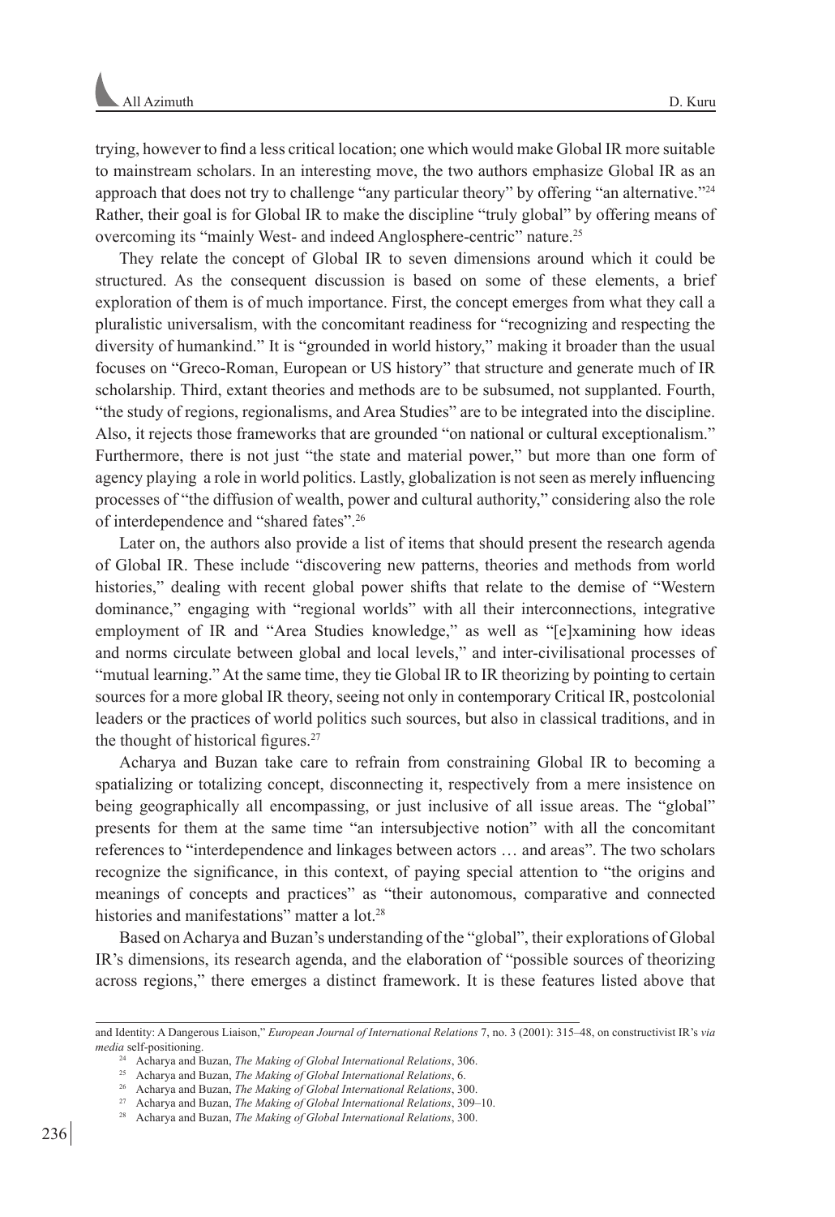trying, however to find a less critical location; one which would make Global IR more suitable to mainstream scholars. In an interesting move, the two authors emphasize Global IR as an approach that does not try to challenge "any particular theory" by offering "an alternative."[24] Rather, their goal is for Global IR to make the discipline "truly global" by offering means of overcoming its "mainly West- and indeed Anglosphere-centric" nature.[25]

They relate the concept of Global IR to seven dimensions around which it could be structured. As the consequent discussion is based on some of these elements, a brief exploration of them is of much importance. First, the concept emerges from what they call a pluralistic universalism, with the concomitant readiness for "recognizing and respecting the diversity of humankind." It is "grounded in world history," making it broader than the usual focuses on "Greco-Roman, European or US history" that structure and generate much of IR scholarship. Third, extant theories and methods are to be subsumed, not supplanted. Fourth, "the study of regions, regionalisms, and Area Studies" are to be integrated into the discipline. Also, it rejects those frameworks that are grounded "on national or cultural exceptionalism." Furthermore, there is not just "the state and material power," but more than one form of agency playing a role in world politics. Lastly, globalization is not seen as merely influencing processes of "the diffusion of wealth, power and cultural authority," considering also the role of interdependence and "shared fates".[26]

Later on, the authors also provide a list of items that should present the research agenda of Global IR. These include "discovering new patterns, theories and methods from world histories," dealing with recent global power shifts that relate to the demise of "Western dominance," engaging with "regional worlds" with all their interconnections, integrative employment of IR and "Area Studies knowledge," as well as "[e]xamining how ideas and norms circulate between global and local levels," and inter-civilisational processes of "mutual learning." At the same time, they tie Global IR to IR theorizing by pointing to certain sources for a more global IR theory, seeing not only in contemporary Critical IR, postcolonial leaders or the practices of world politics such sources, but also in classical traditions, and in the thought of historical figures.[27]

Acharya and Buzan take care to refrain from constraining Global IR to becoming a spatializing or totalizing concept, disconnecting it, respectively from a mere insistence on being geographically all encompassing, or just inclusive of all issue areas. The "global" presents for them at the same time "an intersubjective notion" with all the concomitant references to "interdependence and linkages between actors … and areas". The two scholars recognize the significance, in this context, of paying special attention to "the origins and meanings of concepts and practices" as "their autonomous, comparative and connected histories and manifestations" matter a lot.[28]

Based on Acharya and Buzan's understanding of the "global", their explorations of Global IR's dimensions, its research agenda, and the elaboration of "possible sources of theorizing across regions," there emerges a distinct framework. It is these features listed above that

---

and Identity: A Dangerous Liaison," *European Journal of International Relations* 7, no. 3 (2001): 315–48, on constructivist IR's *via media* self-positioning.

[24] Acharya and Buzan, *The Making of Global International Relations*, 306.

[25] Acharya and Buzan, *The Making of Global International Relations*, 6.

[26] Acharya and Buzan, *The Making of Global International Relations*, 300.

[27] Acharya and Buzan, *The Making of Global International Relations*, 309–10.

[28] Acharya and Buzan, *The Making of Global International Relations*, 300.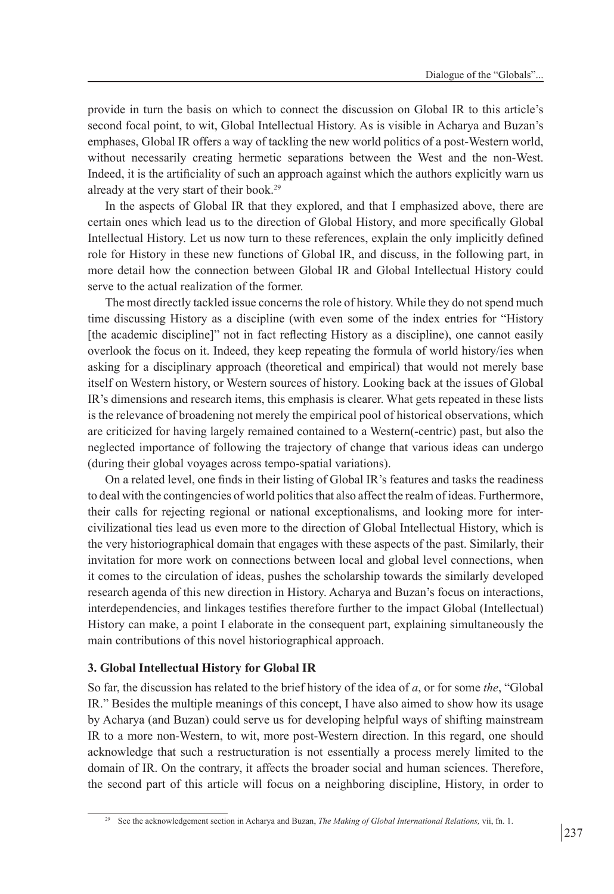provide in turn the basis on which to connect the discussion on Global IR to this article's second focal point, to wit, Global Intellectual History. As is visible in Acharya and Buzan's emphases, Global IR offers a way of tackling the new world politics of a post-Western world, without necessarily creating hermetic separations between the West and the non-West. Indeed, it is the artificiality of such an approach against which the authors explicitly warn us already at the very start of their book.[29]

In the aspects of Global IR that they explored, and that I emphasized above, there are certain ones which lead us to the direction of Global History, and more specifically Global Intellectual History. Let us now turn to these references, explain the only implicitly defined role for History in these new functions of Global IR, and discuss, in the following part, in more detail how the connection between Global IR and Global Intellectual History could serve to the actual realization of the former.

The most directly tackled issue concerns the role of history. While they do not spend much time discussing History as a discipline (with even some of the index entries for "History [the academic discipline]" not in fact reflecting History as a discipline), one cannot easily overlook the focus on it. Indeed, they keep repeating the formula of world history/ies when asking for a disciplinary approach (theoretical and empirical) that would not merely base itself on Western history, or Western sources of history. Looking back at the issues of Global IR's dimensions and research items, this emphasis is clearer. What gets repeated in these lists is the relevance of broadening not merely the empirical pool of historical observations, which are criticized for having largely remained contained to a Western(-centric) past, but also the neglected importance of following the trajectory of change that various ideas can undergo (during their global voyages across tempo-spatial variations).

On a related level, one finds in their listing of Global IR's features and tasks the readiness to deal with the contingencies of world politics that also affect the realm of ideas. Furthermore, their calls for rejecting regional or national exceptionalisms, and looking more for inter-civilizational ties lead us even more to the direction of Global Intellectual History, which is the very historiographical domain that engages with these aspects of the past. Similarly, their invitation for more work on connections between local and global level connections, when it comes to the circulation of ideas, pushes the scholarship towards the similarly developed research agenda of this new direction in History. Acharya and Buzan's focus on interactions, interdependencies, and linkages testifies therefore further to the impact Global (Intellectual) History can make, a point I elaborate in the consequent part, explaining simultaneously the main contributions of this novel historiographical approach.

### 3. Global Intellectual History for Global IR

So far, the discussion has related to the brief history of the idea of *a*, or for some *the*, "Global IR." Besides the multiple meanings of this concept, I have also aimed to show how its usage by Acharya (and Buzan) could serve us for developing helpful ways of shifting mainstream IR to a more non-Western, to wit, more post-Western direction. In this regard, one should acknowledge that such a restructuration is not essentially a process merely limited to the domain of IR. On the contrary, it affects the broader social and human sciences. Therefore, the second part of this article will focus on a neighboring discipline, History, in order to

[29] See the acknowledgement section in Acharya and Buzan, *The Making of Global International Relations,* vii, fn. 1.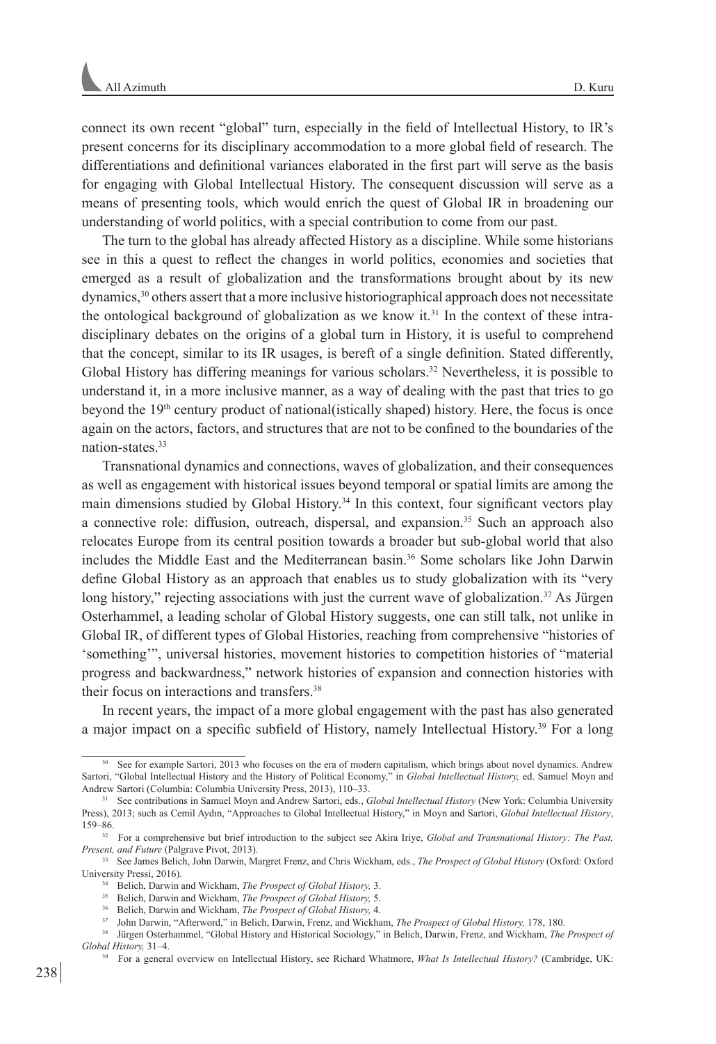connect its own recent "global" turn, especially in the field of Intellectual History, to IR's present concerns for its disciplinary accommodation to a more global field of research. The differentiations and definitional variances elaborated in the first part will serve as the basis for engaging with Global Intellectual History. The consequent discussion will serve as a means of presenting tools, which would enrich the quest of Global IR in broadening our understanding of world politics, with a special contribution to come from our past.

The turn to the global has already affected History as a discipline. While some historians see in this a quest to reflect the changes in world politics, economies and societies that emerged as a result of globalization and the transformations brought about by its new dynamics,[30] others assert that a more inclusive historiographical approach does not necessitate the ontological background of globalization as we know it.[31] In the context of these intra-disciplinary debates on the origins of a global turn in History, it is useful to comprehend that the concept, similar to its IR usages, is bereft of a single definition. Stated differently, Global History has differing meanings for various scholars.[32] Nevertheless, it is possible to understand it, in a more inclusive manner, as a way of dealing with the past that tries to go beyond the 19th century product of national(istically shaped) history. Here, the focus is once again on the actors, factors, and structures that are not to be confined to the boundaries of the nation-states.[33]

Transnational dynamics and connections, waves of globalization, and their consequences as well as engagement with historical issues beyond temporal or spatial limits are among the main dimensions studied by Global History.[34] In this context, four significant vectors play a connective role: diffusion, outreach, dispersal, and expansion.[35] Such an approach also relocates Europe from its central position towards a broader but sub-global world that also includes the Middle East and the Mediterranean basin.[36] Some scholars like John Darwin define Global History as an approach that enables us to study globalization with its "very long history," rejecting associations with just the current wave of globalization.[37] As Jürgen Osterhammel, a leading scholar of Global History suggests, one can still talk, not unlike in Global IR, of different types of Global Histories, reaching from comprehensive "histories of 'something'", universal histories, movement histories to competition histories of "material progress and backwardness," network histories of expansion and connection histories with their focus on interactions and transfers.[38]

In recent years, the impact of a more global engagement with the past has also generated a major impact on a specific subfield of History, namely Intellectual History.[39] For a long

---

[30] See for example Sartori, 2013 who focuses on the era of modern capitalism, which brings about novel dynamics. Andrew Sartori, "Global Intellectual History and the History of Political Economy," in *Global Intellectual History,* ed. Samuel Moyn and Andrew Sartori (Columbia: Columbia University Press, 2013), 110–33.

[31] See contributions in Samuel Moyn and Andrew Sartori, eds., *Global Intellectual History* (New York: Columbia University Press), 2013; such as Cemil Aydın, "Approaches to Global Intellectual History," in Moyn and Sartori, *Global Intellectual History*, 159–86.

[32] For a comprehensive but brief introduction to the subject see Akira Iriye, *Global and Transnational History: The Past, Present, and Future* (Palgrave Pivot, 2013).

[33] See James Belich, John Darwin, Margret Frenz, and Chris Wickham, eds., *The Prospect of Global History* (Oxford: Oxford University Pressi, 2016).

[34] Belich, Darwin and Wickham, *The Prospect of Global History,* 3.

[35] Belich, Darwin and Wickham, *The Prospect of Global History,* 5.

[36] Belich, Darwin and Wickham, *The Prospect of Global History,* 4.

[37] John Darwin, "Afterword," in Belich, Darwin, Frenz, and Wickham, *The Prospect of Global History,* 178, 180.

[38] Jürgen Osterhammel, "Global History and Historical Sociology," in Belich, Darwin, Frenz, and Wickham, *The Prospect of Global History,* 31–4.

[39] For a general overview on Intellectual History, see Richard Whatmore, *What Is Intellectual History?* (Cambridge, UK: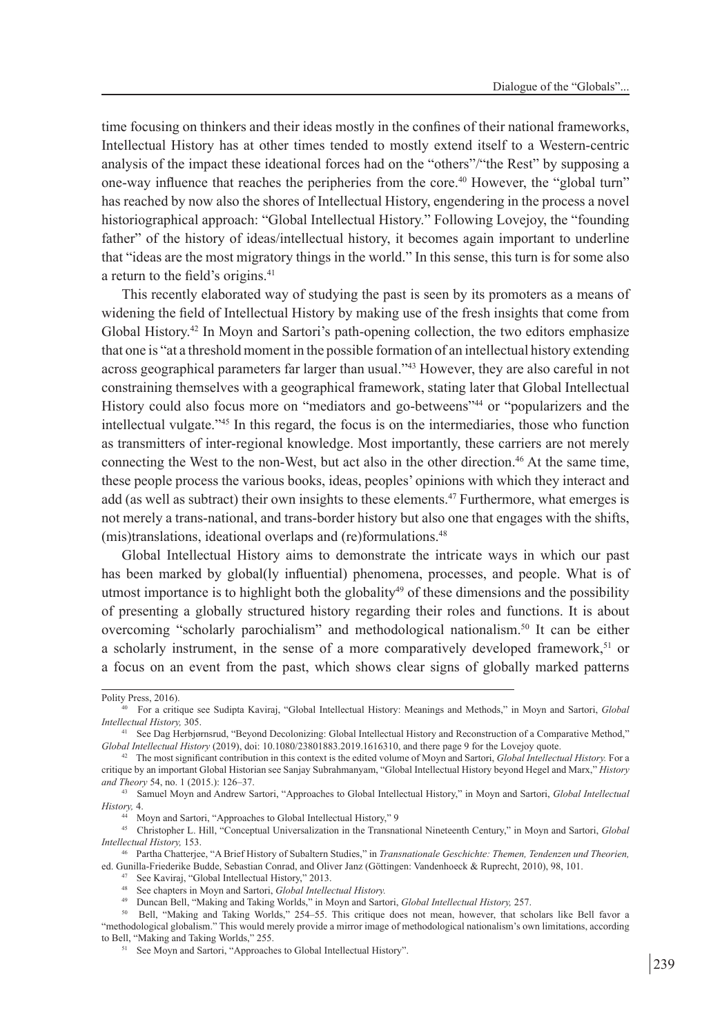time focusing on thinkers and their ideas mostly in the confines of their national frameworks, Intellectual History has at other times tended to mostly extend itself to a Western-centric analysis of the impact these ideational forces had on the "others"/"the Rest" by supposing a one-way influence that reaches the peripheries from the core.[40] However, the "global turn" has reached by now also the shores of Intellectual History, engendering in the process a novel historiographical approach: "Global Intellectual History." Following Lovejoy, the "founding father" of the history of ideas/intellectual history, it becomes again important to underline that "ideas are the most migratory things in the world." In this sense, this turn is for some also a return to the field's origins.[41]

This recently elaborated way of studying the past is seen by its promoters as a means of widening the field of Intellectual History by making use of the fresh insights that come from Global History.[42] In Moyn and Sartori's path-opening collection, the two editors emphasize that one is "at a threshold moment in the possible formation of an intellectual history extending across geographical parameters far larger than usual."[43] However, they are also careful in not constraining themselves with a geographical framework, stating later that Global Intellectual History could also focus more on "mediators and go-betweens"[44] or "popularizers and the intellectual vulgate."[45] In this regard, the focus is on the intermediaries, those who function as transmitters of inter-regional knowledge. Most importantly, these carriers are not merely connecting the West to the non-West, but act also in the other direction.[46] At the same time, these people process the various books, ideas, peoples' opinions with which they interact and add (as well as subtract) their own insights to these elements.[47] Furthermore, what emerges is not merely a trans-national, and trans-border history but also one that engages with the shifts, (mis)translations, ideational overlaps and (re)formulations.[48]

Global Intellectual History aims to demonstrate the intricate ways in which our past has been marked by global(ly influential) phenomena, processes, and people. What is of utmost importance is to highlight both the globality[49] of these dimensions and the possibility of presenting a globally structured history regarding their roles and functions. It is about overcoming "scholarly parochialism" and methodological nationalism.[50] It can be either a scholarly instrument, in the sense of a more comparatively developed framework,[51] or a focus on an event from the past, which shows clear signs of globally marked patterns

---

Polity Press, 2016).

[40] For a critique see Sudipta Kaviraj, "Global Intellectual History: Meanings and Methods," in Moyn and Sartori, *Global Intellectual History,* 305.

[41] See Dag Herbjørnsrud, "Beyond Decolonizing: Global Intellectual History and Reconstruction of a Comparative Method," *Global Intellectual History* (2019), doi: 10.1080/23801883.2019.1616310, and there page 9 for the Lovejoy quote.

[42] The most significant contribution in this context is the edited volume of Moyn and Sartori, *Global Intellectual History.* For a critique by an important Global Historian see Sanjay Subrahmanyam, "Global Intellectual History beyond Hegel and Marx," *History and Theory* 54, no. 1 (2015.): 126–37.

[43] Samuel Moyn and Andrew Sartori, "Approaches to Global Intellectual History," in Moyn and Sartori, *Global Intellectual History,* 4.

[44] Moyn and Sartori, "Approaches to Global Intellectual History," 9

[45] Christopher L. Hill, "Conceptual Universalization in the Transnational Nineteenth Century," in Moyn and Sartori, *Global Intellectual History,* 153.

[46] Partha Chatterjee, "A Brief History of Subaltern Studies," in *Transnationale Geschichte: Themen, Tendenzen und Theorien,* ed. Gunilla-Friederike Budde, Sebastian Conrad, and Oliver Janz (Göttingen: Vandenhoeck & Ruprecht, 2010), 98, 101.

[47] See Kaviraj, "Global Intellectual History," 2013.

[48] See chapters in Moyn and Sartori, *Global Intellectual History.*

[49] Duncan Bell, "Making and Taking Worlds," in Moyn and Sartori, *Global Intellectual History,* 257.

[50] Bell, "Making and Taking Worlds," 254–55. This critique does not mean, however, that scholars like Bell favor a "methodological globalism." This would merely provide a mirror image of methodological nationalism's own limitations, according to Bell, "Making and Taking Worlds," 255.

[51] See Moyn and Sartori, "Approaches to Global Intellectual History".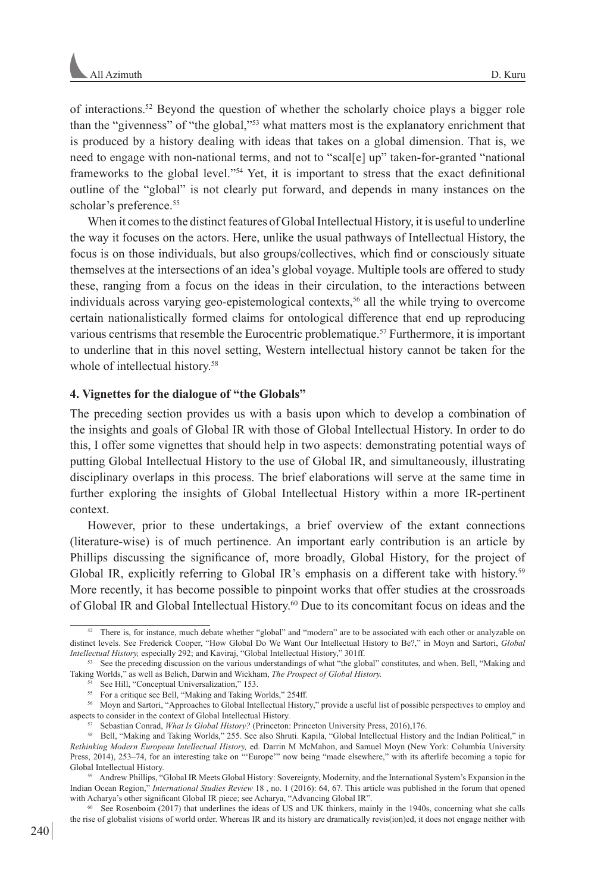of interactions.[52] Beyond the question of whether the scholarly choice plays a bigger role than the "givenness" of "the global,"[53] what matters most is the explanatory enrichment that is produced by a history dealing with ideas that takes on a global dimension. That is, we need to engage with non-national terms, and not to "scal[e] up" taken-for-granted "national frameworks to the global level."[54] Yet, it is important to stress that the exact definitional outline of the "global" is not clearly put forward, and depends in many instances on the scholar's preference.[55]

When it comes to the distinct features of Global Intellectual History, it is useful to underline the way it focuses on the actors. Here, unlike the usual pathways of Intellectual History, the focus is on those individuals, but also groups/collectives, which find or consciously situate themselves at the intersections of an idea's global voyage. Multiple tools are offered to study these, ranging from a focus on the ideas in their circulation, to the interactions between individuals across varying geo-epistemological contexts,[56] all the while trying to overcome certain nationalistically formed claims for ontological difference that end up reproducing various centrisms that resemble the Eurocentric problematique.[57] Furthermore, it is important to underline that in this novel setting, Western intellectual history cannot be taken for the whole of intellectual history.[58]

### 4. Vignettes for the dialogue of "the Globals"

The preceding section provides us with a basis upon which to develop a combination of the insights and goals of Global IR with those of Global Intellectual History. In order to do this, I offer some vignettes that should help in two aspects: demonstrating potential ways of putting Global Intellectual History to the use of Global IR, and simultaneously, illustrating disciplinary overlaps in this process. The brief elaborations will serve at the same time in further exploring the insights of Global Intellectual History within a more IR-pertinent context.

However, prior to these undertakings, a brief overview of the extant connections (literature-wise) is of much pertinence. An important early contribution is an article by Phillips discussing the significance of, more broadly, Global History, for the project of Global IR, explicitly referring to Global IR's emphasis on a different take with history.[59] More recently, it has become possible to pinpoint works that offer studies at the crossroads of Global IR and Global Intellectual History.[60] Due to its concomitant focus on ideas and the

---

[52] There is, for instance, much debate whether "global" and "modern" are to be associated with each other or analyzable on distinct levels. See Frederick Cooper, "How Global Do We Want Our Intellectual History to Be?," in Moyn and Sartori, *Global Intellectual History,* especially 292; and Kaviraj, "Global Intellectual History," 301ff.

[53] See the preceding discussion on the various understandings of what "the global" constitutes, and when. Bell, "Making and Taking Worlds," as well as Belich, Darwin and Wickham, *The Prospect of Global History.*

[54] See Hill, "Conceptual Universalization," 153.

[55] For a critique see Bell, "Making and Taking Worlds," 254ff.

[56] Moyn and Sartori, "Approaches to Global Intellectual History," provide a useful list of possible perspectives to employ and aspects to consider in the context of Global Intellectual History.

[57] Sebastian Conrad, *What Is Global History?* (Princeton: Princeton University Press, 2016),176.

[58] Bell, "Making and Taking Worlds," 255. See also Shruti. Kapila, "Global Intellectual History and the Indian Political," in *Rethinking Modern European Intellectual History,* ed. Darrin M McMahon, and Samuel Moyn (New York: Columbia University Press, 2014), 253–74, for an interesting take on "'Europe'" now being "made elsewhere," with its afterlife becoming a topic for Global Intellectual History.

[59] Andrew Phillips, "Global IR Meets Global History: Sovereignty, Modernity, and the International System's Expansion in the Indian Ocean Region," *International Studies Review* 18 , no. 1 (2016): 64, 67. This article was published in the forum that opened with Acharya's other significant Global IR piece; see Acharya, "Advancing Global IR".

[60] See Rosenboim (2017) that underlines the ideas of US and UK thinkers, mainly in the 1940s, concerning what she calls the rise of globalist visions of world order. Whereas IR and its history are dramatically revis(ion)ed, it does not engage neither with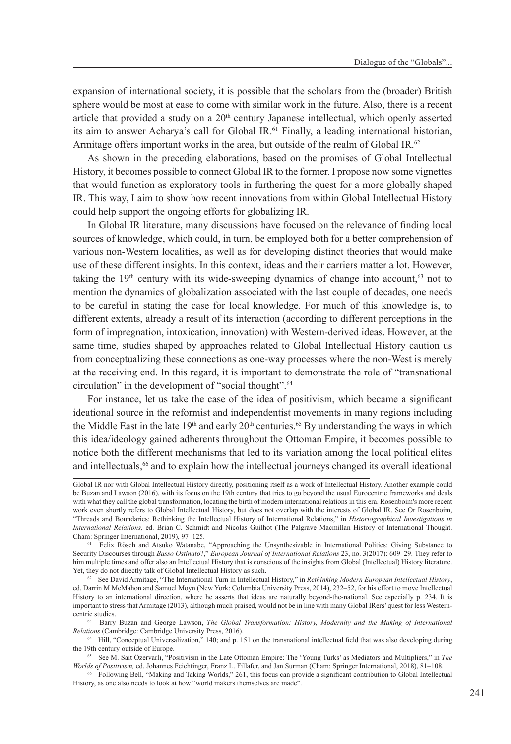expansion of international society, it is possible that the scholars from the (broader) British sphere would be most at ease to come with similar work in the future. Also, there is a recent article that provided a study on a 20th century Japanese intellectual, which openly asserted its aim to answer Acharya's call for Global IR.[61] Finally, a leading international historian, Armitage offers important works in the area, but outside of the realm of Global IR.[62]

As shown in the preceding elaborations, based on the promises of Global Intellectual History, it becomes possible to connect Global IR to the former. I propose now some vignettes that would function as exploratory tools in furthering the quest for a more globally shaped IR. This way, I aim to show how recent innovations from within Global Intellectual History could help support the ongoing efforts for globalizing IR.

In Global IR literature, many discussions have focused on the relevance of finding local sources of knowledge, which could, in turn, be employed both for a better comprehension of various non-Western localities, as well as for developing distinct theories that would make use of these different insights. In this context, ideas and their carriers matter a lot. However, taking the 19th century with its wide-sweeping dynamics of change into account,[63] not to mention the dynamics of globalization associated with the last couple of decades, one needs to be careful in stating the case for local knowledge. For much of this knowledge is, to different extents, already a result of its interaction (according to different perceptions in the form of impregnation, intoxication, innovation) with Western-derived ideas. However, at the same time, studies shaped by approaches related to Global Intellectual History caution us from conceptualizing these connections as one-way processes where the non-West is merely at the receiving end. In this regard, it is important to demonstrate the role of "transnational circulation" in the development of "social thought".[64]

For instance, let us take the case of the idea of positivism, which became a significant ideational source in the reformist and independentist movements in many regions including the Middle East in the late 19th and early 20th centuries.[65] By understanding the ways in which this idea/ideology gained adherents throughout the Ottoman Empire, it becomes possible to notice both the different mechanisms that led to its variation among the local political elites and intellectuals,[66] and to explain how the intellectual journeys changed its overall ideational

---

Global IR nor with Global Intellectual History directly, positioning itself as a work of Intellectual History. Another example could be Buzan and Lawson (2016), with its focus on the 19th century that tries to go beyond the usual Eurocentric frameworks and deals with what they call the global transformation, locating the birth of modern international relations in this era. Rosenboim's more recent work even shortly refers to Global Intellectual History, but does not overlap with the interests of Global IR. See Or Rosenboim, "Threads and Boundaries: Rethinking the Intellectual History of International Relations," in *Historiographical Investigations in International Relations,* ed. Brian C. Schmidt and Nicolas Guilhot (The Palgrave Macmillan History of International Thought. Cham: Springer International, 2019), 97–125.

[61] Felix Rösch and Atsuko Watanabe, "Approaching the Unsynthesizable in International Politics: Giving Substance to Security Discourses through *Basso Ostinato*?," *European Journal of International Relations* 23, no. 3(2017): 609–29. They refer to him multiple times and offer also an Intellectual History that is conscious of the insights from Global (Intellectual) History literature. Yet, they do not directly talk of Global Intellectual History as such.

[62] See David Armitage, "The International Turn in Intellectual History," in *Rethinking Modern European Intellectual History*, ed. Darrin M McMahon and Samuel Moyn (New York: Columbia University Press, 2014), 232–52, for his effort to move Intellectual History to an international direction, where he asserts that ideas are naturally beyond-the-national. See especially p. 234. It is important to stress that Armitage (2013), although much praised, would not be in line with many Global IRers' quest for less Western-centric studies.

[63] Barry Buzan and George Lawson, *The Global Transformation: History, Modernity and the Making of International Relations* (Cambridge: Cambridge University Press, 2016).

[64] Hill, "Conceptual Universalization," 140; and p. 151 on the transnational intellectual field that was also developing during the 19th century outside of Europe.

[65] See M. Sait Özervarlı, "Positivism in the Late Ottoman Empire: The 'Young Turks' as Mediators and Multipliers," in *The Worlds of Positivism,* ed. Johannes Feichtinger, Franz L. Fillafer, and Jan Surman (Cham: Springer International, 2018), 81–108.

[66] Following Bell, "Making and Taking Worlds," 261, this focus can provide a significant contribution to Global Intellectual History, as one also needs to look at how "world makers themselves are made".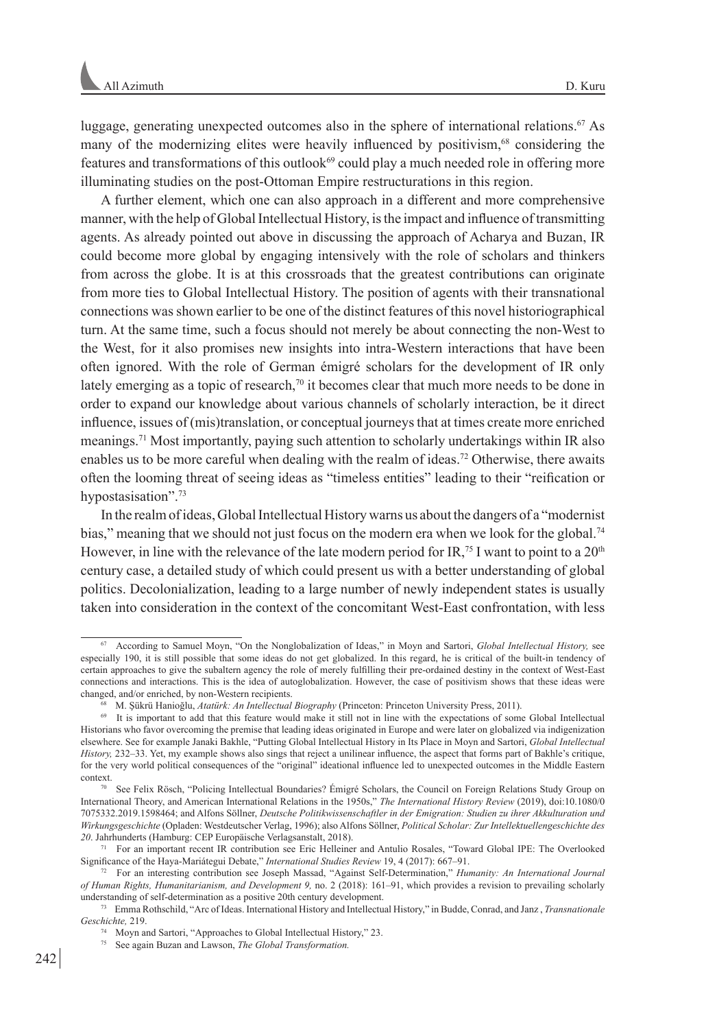luggage, generating unexpected outcomes also in the sphere of international relations.[67] As many of the modernizing elites were heavily influenced by positivism,[68] considering the features and transformations of this outlook[69] could play a much needed role in offering more illuminating studies on the post-Ottoman Empire restructurations in this region.

A further element, which one can also approach in a different and more comprehensive manner, with the help of Global Intellectual History, is the impact and influence of transmitting agents. As already pointed out above in discussing the approach of Acharya and Buzan, IR could become more global by engaging intensively with the role of scholars and thinkers from across the globe. It is at this crossroads that the greatest contributions can originate from more ties to Global Intellectual History. The position of agents with their transnational connections was shown earlier to be one of the distinct features of this novel historiographical turn. At the same time, such a focus should not merely be about connecting the non-West to the West, for it also promises new insights into intra-Western interactions that have been often ignored. With the role of German émigré scholars for the development of IR only lately emerging as a topic of research,[70] it becomes clear that much more needs to be done in order to expand our knowledge about various channels of scholarly interaction, be it direct influence, issues of (mis)translation, or conceptual journeys that at times create more enriched meanings.[71] Most importantly, paying such attention to scholarly undertakings within IR also enables us to be more careful when dealing with the realm of ideas.[72] Otherwise, there awaits often the looming threat of seeing ideas as "timeless entities" leading to their "reification or hypostasisation".[73]

In the realm of ideas, Global Intellectual History warns us about the dangers of a "modernist bias," meaning that we should not just focus on the modern era when we look for the global.[74] However, in line with the relevance of the late modern period for IR,[75] I want to point to a 20th century case, a detailed study of which could present us with a better understanding of global politics. Decolonialization, leading to a large number of newly independent states is usually taken into consideration in the context of the concomitant West-East confrontation, with less

---

[67] According to Samuel Moyn, "On the Nonglobalization of Ideas," in Moyn and Sartori, *Global Intellectual History,* see especially 190, it is still possible that some ideas do not get globalized. In this regard, he is critical of the built-in tendency of certain approaches to give the subaltern agency the role of merely fulfilling their pre-ordained destiny in the context of West-East connections and interactions. This is the idea of autoglobalization. However, the case of positivism shows that these ideas were changed, and/or enriched, by non-Western recipients.

[68] M. Şükrü Hanioğlu, *Atatürk: An Intellectual Biography* (Princeton: Princeton University Press, 2011).

[69] It is important to add that this feature would make it still not in line with the expectations of some Global Intellectual Historians who favor overcoming the premise that leading ideas originated in Europe and were later on globalized via indigenization elsewhere. See for example Janaki Bakhle, "Putting Global Intellectual History in Its Place in Moyn and Sartori, *Global Intellectual History,* 232–33. Yet, my example shows also sings that reject a unilinear influence, the aspect that forms part of Bakhle's critique, for the very world political consequences of the "original" ideational influence led to unexpected outcomes in the Middle Eastern context.

[70] See Felix Rösch, "Policing Intellectual Boundaries? Émigré Scholars, the Council on Foreign Relations Study Group on International Theory, and American International Relations in the 1950s," *The International History Review* (2019), doi:10.1080/07075332.2019.1598464; and Alfons Söllner, *Deutsche Politikwissenschaftler in der Emigration: Studien zu ihrer Akkulturation und Wirkungsgeschichte* (Opladen: Westdeutscher Verlag, 1996); also Alfons Söllner, *Political Scholar: Zur Intellektuellengeschichte des 20*. Jahrhunderts (Hamburg: CEP Europäische Verlagsanstalt, 2018).

[71] For an important recent IR contribution see Eric Helleiner and Antulio Rosales, "Toward Global IPE: The Overlooked Significance of the Haya-Mariátegui Debate," *International Studies Review* 19, 4 (2017): 667–91.

[72] For an interesting contribution see Joseph Massad, "Against Self-Determination," *Humanity: An International Journal of Human Rights, Humanitarianism, and Development 9,* no. 2 (2018): 161–91, which provides a revision to prevailing scholarly understanding of self-determination as a positive 20th century development.

[73] Emma Rothschild, "Arc of Ideas. International History and Intellectual History," in Budde, Conrad, and Janz , *Transnationale Geschichte,* 219.

[74] Moyn and Sartori, "Approaches to Global Intellectual History," 23.

[75] See again Buzan and Lawson, *The Global Transformation.*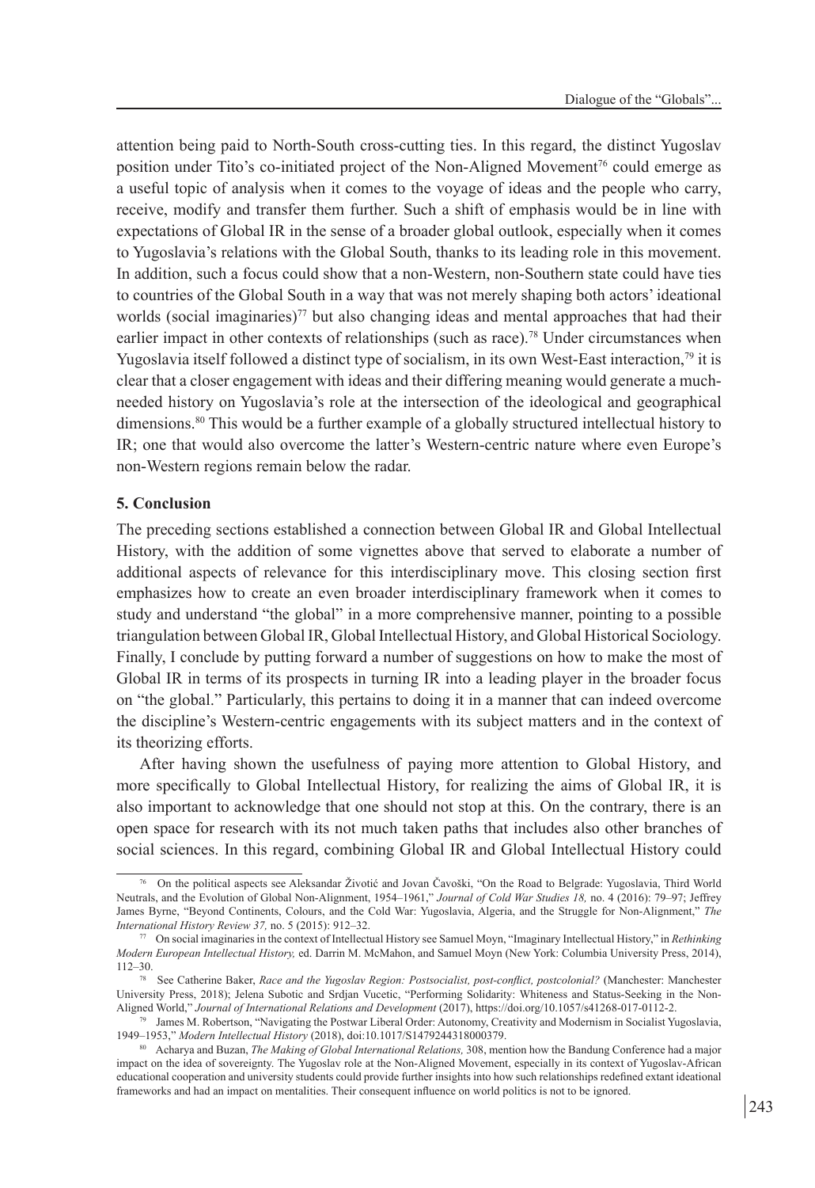attention being paid to North-South cross-cutting ties. In this regard, the distinct Yugoslav position under Tito's co-initiated project of the Non-Aligned Movement[76] could emerge as a useful topic of analysis when it comes to the voyage of ideas and the people who carry, receive, modify and transfer them further. Such a shift of emphasis would be in line with expectations of Global IR in the sense of a broader global outlook, especially when it comes to Yugoslavia's relations with the Global South, thanks to its leading role in this movement. In addition, such a focus could show that a non-Western, non-Southern state could have ties to countries of the Global South in a way that was not merely shaping both actors' ideational worlds (social imaginaries)[77] but also changing ideas and mental approaches that had their earlier impact in other contexts of relationships (such as race).[78] Under circumstances when Yugoslavia itself followed a distinct type of socialism, in its own West-East interaction,[79] it is clear that a closer engagement with ideas and their differing meaning would generate a much-needed history on Yugoslavia's role at the intersection of the ideological and geographical dimensions.[80] This would be a further example of a globally structured intellectual history to IR; one that would also overcome the latter's Western-centric nature where even Europe's non-Western regions remain below the radar.

## 5. Conclusion

The preceding sections established a connection between Global IR and Global Intellectual History, with the addition of some vignettes above that served to elaborate a number of additional aspects of relevance for this interdisciplinary move. This closing section first emphasizes how to create an even broader interdisciplinary framework when it comes to study and understand "the global" in a more comprehensive manner, pointing to a possible triangulation between Global IR, Global Intellectual History, and Global Historical Sociology. Finally, I conclude by putting forward a number of suggestions on how to make the most of Global IR in terms of its prospects in turning IR into a leading player in the broader focus on "the global." Particularly, this pertains to doing it in a manner that can indeed overcome the discipline's Western-centric engagements with its subject matters and in the context of its theorizing efforts.

After having shown the usefulness of paying more attention to Global History, and more specifically to Global Intellectual History, for realizing the aims of Global IR, it is also important to acknowledge that one should not stop at this. On the contrary, there is an open space for research with its not much taken paths that includes also other branches of social sciences. In this regard, combining Global IR and Global Intellectual History could

---

[76] On the political aspects see Aleksandar Životić and Jovan Čavoški, "On the Road to Belgrade: Yugoslavia, Third World Neutrals, and the Evolution of Global Non-Alignment, 1954–1961," *Journal of Cold War Studies 18,* no. 4 (2016): 79–97; Jeffrey James Byrne, "Beyond Continents, Colours, and the Cold War: Yugoslavia, Algeria, and the Struggle for Non-Alignment," *The International History Review 37,* no. 5 (2015): 912–32.

[77] On social imaginaries in the context of Intellectual History see Samuel Moyn, "Imaginary Intellectual History," in *Rethinking Modern European Intellectual History,* ed. Darrin M. McMahon, and Samuel Moyn (New York: Columbia University Press, 2014), 112–30.

[78] See Catherine Baker, *Race and the Yugoslav Region: Postsocialist, post-conflict, postcolonial?* (Manchester: Manchester University Press, 2018); Jelena Subotic and Srdjan Vucetic, "Performing Solidarity: Whiteness and Status-Seeking in the Non-Aligned World," *Journal of International Relations and Development* (2017), https://doi.org/10.1057/s41268-017-0112-2.

[79] James M. Robertson, "Navigating the Postwar Liberal Order: Autonomy, Creativity and Modernism in Socialist Yugoslavia, 1949–1953," *Modern Intellectual History* (2018), doi:10.1017/S1479244318000379.

[80] Acharya and Buzan, *The Making of Global International Relations,* 308, mention how the Bandung Conference had a major impact on the idea of sovereignty. The Yugoslav role at the Non-Aligned Movement, especially in its context of Yugoslav-African educational cooperation and university students could provide further insights into how such relationships redefined extant ideational frameworks and had an impact on mentalities. Their consequent influence on world politics is not to be ignored.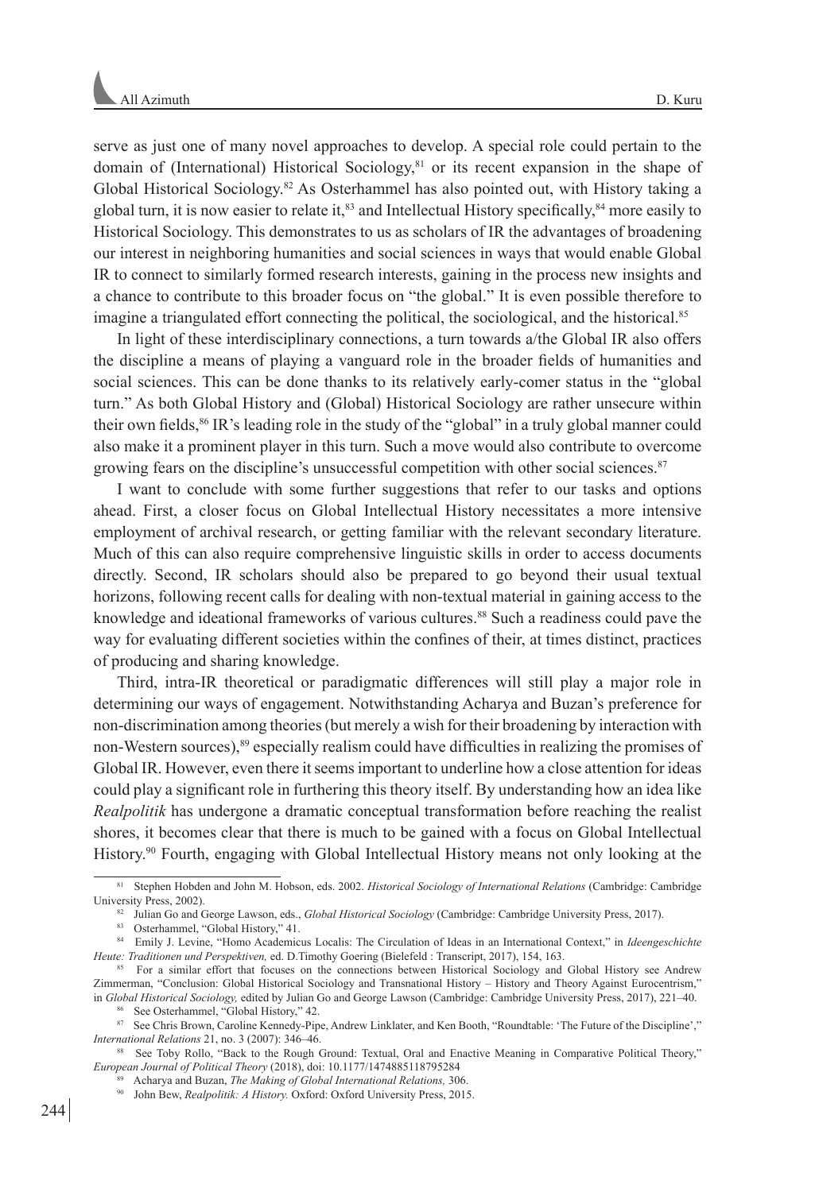serve as just one of many novel approaches to develop. A special role could pertain to the domain of (International) Historical Sociology,[81] or its recent expansion in the shape of Global Historical Sociology.[82] As Osterhammel has also pointed out, with History taking a global turn, it is now easier to relate it,[83] and Intellectual History specifically,[84] more easily to Historical Sociology. This demonstrates to us as scholars of IR the advantages of broadening our interest in neighboring humanities and social sciences in ways that would enable Global IR to connect to similarly formed research interests, gaining in the process new insights and a chance to contribute to this broader focus on "the global." It is even possible therefore to imagine a triangulated effort connecting the political, the sociological, and the historical.[85]

In light of these interdisciplinary connections, a turn towards a/the Global IR also offers the discipline a means of playing a vanguard role in the broader fields of humanities and social sciences. This can be done thanks to its relatively early-comer status in the "global turn." As both Global History and (Global) Historical Sociology are rather unsecure within their own fields,[86] IR's leading role in the study of the "global" in a truly global manner could also make it a prominent player in this turn. Such a move would also contribute to overcome growing fears on the discipline's unsuccessful competition with other social sciences.[87]

I want to conclude with some further suggestions that refer to our tasks and options ahead. First, a closer focus on Global Intellectual History necessitates a more intensive employment of archival research, or getting familiar with the relevant secondary literature. Much of this can also require comprehensive linguistic skills in order to access documents directly. Second, IR scholars should also be prepared to go beyond their usual textual horizons, following recent calls for dealing with non-textual material in gaining access to the knowledge and ideational frameworks of various cultures.[88] Such a readiness could pave the way for evaluating different societies within the confines of their, at times distinct, practices of producing and sharing knowledge.

Third, intra-IR theoretical or paradigmatic differences will still play a major role in determining our ways of engagement. Notwithstanding Acharya and Buzan's preference for non-discrimination among theories (but merely a wish for their broadening by interaction with non-Western sources),[89] especially realism could have difficulties in realizing the promises of Global IR. However, even there it seems important to underline how a close attention for ideas could play a significant role in furthering this theory itself. By understanding how an idea like *Realpolitik* has undergone a dramatic conceptual transformation before reaching the realist shores, it becomes clear that there is much to be gained with a focus on Global Intellectual History.[90] Fourth, engaging with Global Intellectual History means not only looking at the

---

81 Stephen Hobden and John M. Hobson, eds. 2002. *Historical Sociology of International Relations* (Cambridge: Cambridge University Press, 2002).

82 Julian Go and George Lawson, eds., *Global Historical Sociology* (Cambridge: Cambridge University Press, 2017).

83 Osterhammel, "Global History," 41.

84 Emily J. Levine, "Homo Academicus Localis: The Circulation of Ideas in an International Context," in *Ideengeschichte Heute: Traditionen und Perspektiven,* ed. D.Timothy Goering (Bielefeld : Transcript, 2017), 154, 163.

85 For a similar effort that focuses on the connections between Historical Sociology and Global History see Andrew Zimmerman, "Conclusion: Global Historical Sociology and Transnational History – History and Theory Against Eurocentrism," in *Global Historical Sociology,* edited by Julian Go and George Lawson (Cambridge: Cambridge University Press, 2017), 221–40.

86 See Osterhammel, "Global History," 42.

87 See Chris Brown, Caroline Kennedy-Pipe, Andrew Linklater, and Ken Booth, "Roundtable: 'The Future of the Discipline'," *International Relations* 21, no. 3 (2007): 346–46.

88 See Toby Rollo, "Back to the Rough Ground: Textual, Oral and Enactive Meaning in Comparative Political Theory," *European Journal of Political Theory* (2018), doi: 10.1177/1474885118795284

89 Acharya and Buzan, *The Making of Global International Relations,* 306.

90 John Bew, *Realpolitik: A History.* Oxford: Oxford University Press, 2015.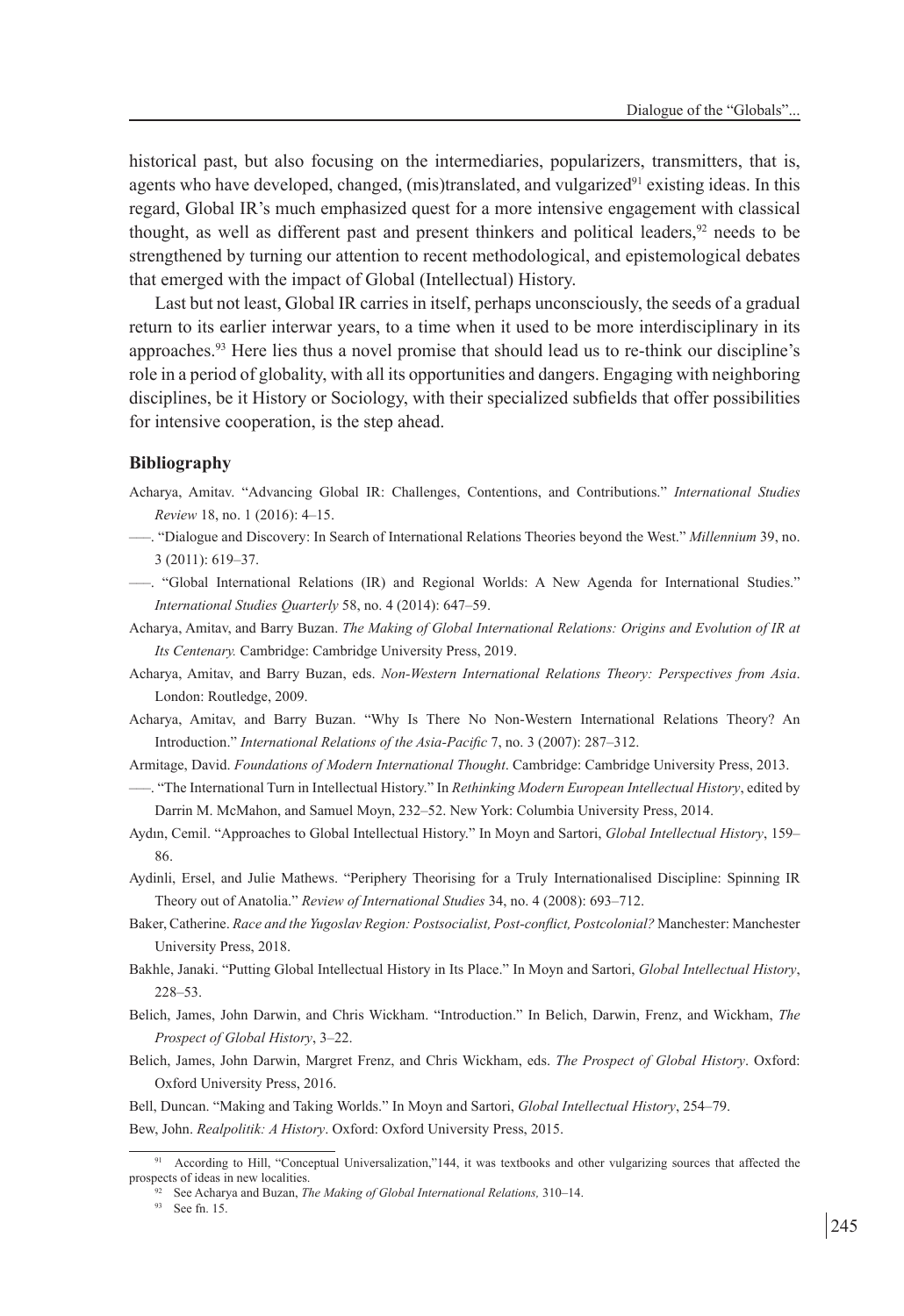historical past, but also focusing on the intermediaries, popularizers, transmitters, that is, agents who have developed, changed, (mis)translated, and vulgarized[91] existing ideas. In this regard, Global IR's much emphasized quest for a more intensive engagement with classical thought, as well as different past and present thinkers and political leaders,[92] needs to be strengthened by turning our attention to recent methodological, and epistemological debates that emerged with the impact of Global (Intellectual) History.

Last but not least, Global IR carries in itself, perhaps unconsciously, the seeds of a gradual return to its earlier interwar years, to a time when it used to be more interdisciplinary in its approaches.[93] Here lies thus a novel promise that should lead us to re-think our discipline's role in a period of globality, with all its opportunities and dangers. Engaging with neighboring disciplines, be it History or Sociology, with their specialized subfields that offer possibilities for intensive cooperation, is the step ahead.

## Bibliography

Acharya, Amitav. "Advancing Global IR: Challenges, Contentions, and Contributions." *International Studies Review* 18, no. 1 (2016): 4–15.

–––. "Dialogue and Discovery: In Search of International Relations Theories beyond the West." *Millennium* 39, no. 3 (2011): 619–37.

–––. "Global International Relations (IR) and Regional Worlds: A New Agenda for International Studies." *International Studies Quarterly* 58, no. 4 (2014): 647–59.

Acharya, Amitav, and Barry Buzan. *The Making of Global International Relations: Origins and Evolution of IR at Its Centenary.* Cambridge: Cambridge University Press, 2019.

Acharya, Amitav, and Barry Buzan, eds. *Non-Western International Relations Theory: Perspectives from Asia*. London: Routledge, 2009.

Acharya, Amitav, and Barry Buzan. "Why Is There No Non-Western International Relations Theory? An Introduction." *International Relations of the Asia-Pacific* 7, no. 3 (2007): 287–312.

Armitage, David. *Foundations of Modern International Thought*. Cambridge: Cambridge University Press, 2013.

–––. "The International Turn in Intellectual History." In *Rethinking Modern European Intellectual History*, edited by Darrin M. McMahon, and Samuel Moyn, 232–52. New York: Columbia University Press, 2014.

Aydın, Cemil. "Approaches to Global Intellectual History." In Moyn and Sartori, *Global Intellectual History*, 159–86.

Aydinli, Ersel, and Julie Mathews. "Periphery Theorising for a Truly Internationalised Discipline: Spinning IR Theory out of Anatolia." *Review of International Studies* 34, no. 4 (2008): 693–712.

Baker, Catherine. *Race and the Yugoslav Region: Postsocialist, Post-conflict, Postcolonial?* Manchester: Manchester University Press, 2018.

Bakhle, Janaki. "Putting Global Intellectual History in Its Place." In Moyn and Sartori, *Global Intellectual History*, 228–53.

Belich, James, John Darwin, and Chris Wickham. "Introduction." In Belich, Darwin, Frenz, and Wickham, *The Prospect of Global History*, 3–22.

Belich, James, John Darwin, Margret Frenz, and Chris Wickham, eds. *The Prospect of Global History*. Oxford: Oxford University Press, 2016.

Bell, Duncan. "Making and Taking Worlds." In Moyn and Sartori, *Global Intellectual History*, 254–79.

Bew, John. *Realpolitik: A History*. Oxford: Oxford University Press, 2015.

---

[91] According to Hill, "Conceptual Universalization,"144, it was textbooks and other vulgarizing sources that affected the prospects of ideas in new localities.

[92] See Acharya and Buzan, *The Making of Global International Relations,* 310–14.

[93] See fn. 15.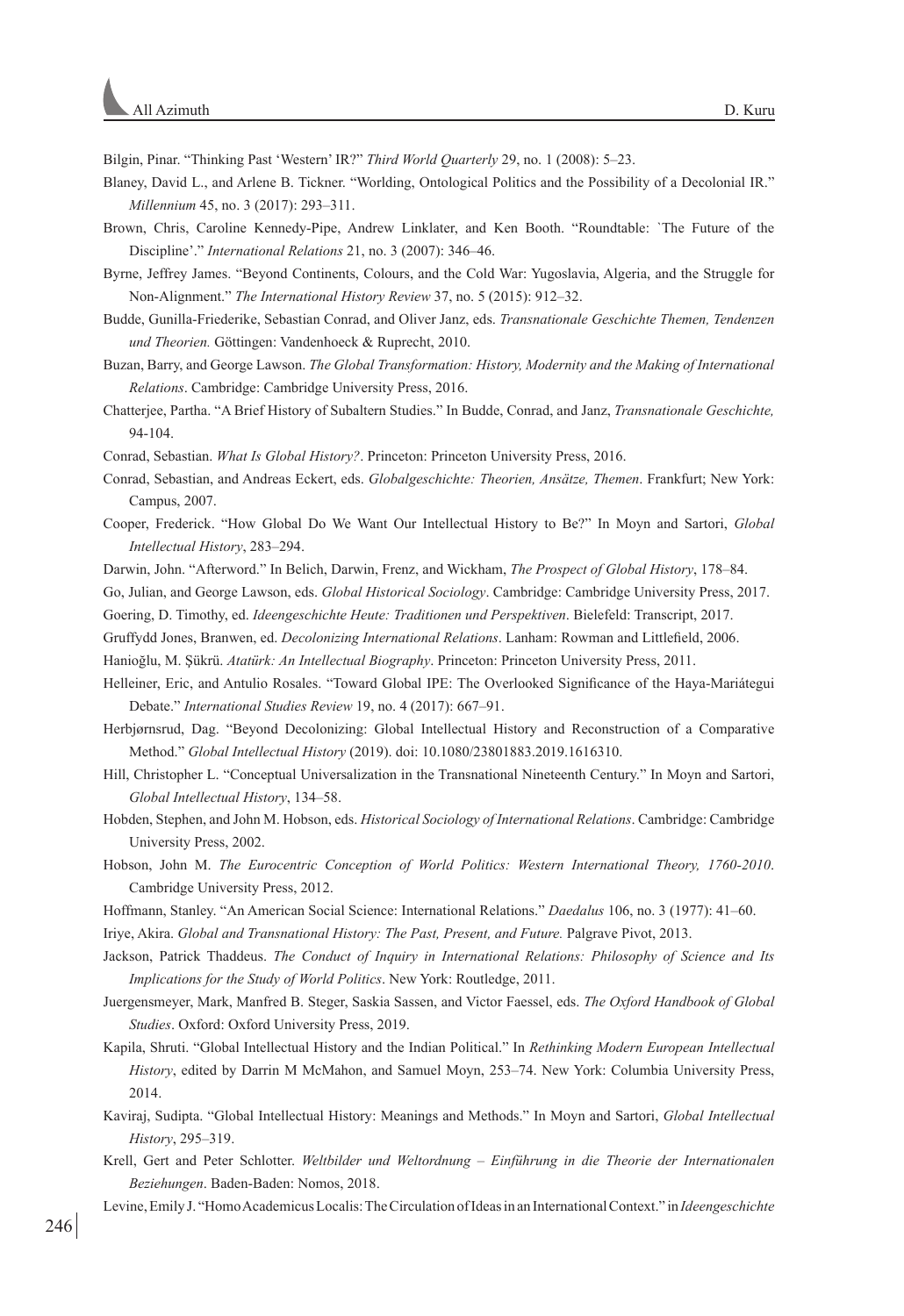Bilgin, Pinar. "Thinking Past 'Western' IR?" *Third World Quarterly* 29, no. 1 (2008): 5–23.

Blaney, David L., and Arlene B. Tickner. "Worlding, Ontological Politics and the Possibility of a Decolonial IR." *Millennium* 45, no. 3 (2017): 293–311.

Brown, Chris, Caroline Kennedy-Pipe, Andrew Linklater, and Ken Booth. "Roundtable: `The Future of the Discipline'." *International Relations* 21, no. 3 (2007): 346–46.

Byrne, Jeffrey James. "Beyond Continents, Colours, and the Cold War: Yugoslavia, Algeria, and the Struggle for Non-Alignment." *The International History Review* 37, no. 5 (2015): 912–32.

Budde, Gunilla-Friederike, Sebastian Conrad, and Oliver Janz, eds. *Transnationale Geschichte Themen, Tendenzen und Theorien.* Göttingen: Vandenhoeck & Ruprecht, 2010.

Buzan, Barry, and George Lawson. *The Global Transformation: History, Modernity and the Making of International Relations*. Cambridge: Cambridge University Press, 2016.

Chatterjee, Partha. "A Brief History of Subaltern Studies." In Budde, Conrad, and Janz, *Transnationale Geschichte,* 94-104.

Conrad, Sebastian. *What Is Global History?*. Princeton: Princeton University Press, 2016.

Conrad, Sebastian, and Andreas Eckert, eds. *Globalgeschichte: Theorien, Ansätze, Themen*. Frankfurt; New York: Campus, 2007.

Cooper, Frederick. "How Global Do We Want Our Intellectual History to Be?" In Moyn and Sartori, *Global Intellectual History*, 283–294.

Darwin, John. "Afterword." In Belich, Darwin, Frenz, and Wickham, *The Prospect of Global History*, 178–84.

Go, Julian, and George Lawson, eds. *Global Historical Sociology*. Cambridge: Cambridge University Press, 2017.

Goering, D. Timothy, ed. *Ideengeschichte Heute: Traditionen und Perspektiven*. Bielefeld: Transcript, 2017.

Gruffydd Jones, Branwen, ed. *Decolonizing International Relations*. Lanham: Rowman and Littlefield, 2006.

Hanioğlu, M. Şükrü. *Atatürk: An Intellectual Biography*. Princeton: Princeton University Press, 2011.

Helleiner, Eric, and Antulio Rosales. "Toward Global IPE: The Overlooked Significance of the Haya-Mariátegui Debate." *International Studies Review* 19, no. 4 (2017): 667–91.

Herbjørnsrud, Dag. "Beyond Decolonizing: Global Intellectual History and Reconstruction of a Comparative Method." *Global Intellectual History* (2019). doi: 10.1080/23801883.2019.1616310.

Hill, Christopher L. "Conceptual Universalization in the Transnational Nineteenth Century." In Moyn and Sartori, *Global Intellectual History*, 134–58.

Hobden, Stephen, and John M. Hobson, eds. *Historical Sociology of International Relations*. Cambridge: Cambridge University Press, 2002.

Hobson, John M. *The Eurocentric Conception of World Politics: Western International Theory, 1760-2010*. Cambridge University Press, 2012.

Hoffmann, Stanley. "An American Social Science: International Relations." *Daedalus* 106, no. 3 (1977): 41–60.

Iriye, Akira. *Global and Transnational History: The Past, Present, and Future.* Palgrave Pivot, 2013.

Jackson, Patrick Thaddeus. *The Conduct of Inquiry in International Relations: Philosophy of Science and Its Implications for the Study of World Politics*. New York: Routledge, 2011.

Juergensmeyer, Mark, Manfred B. Steger, Saskia Sassen, and Victor Faessel, eds. *The Oxford Handbook of Global Studies*. Oxford: Oxford University Press, 2019.

Kapila, Shruti. "Global Intellectual History and the Indian Political." In *Rethinking Modern European Intellectual History*, edited by Darrin M McMahon, and Samuel Moyn, 253–74. New York: Columbia University Press, 2014.

Kaviraj, Sudipta. "Global Intellectual History: Meanings and Methods." In Moyn and Sartori, *Global Intellectual History*, 295–319.

Krell, Gert and Peter Schlotter. *Weltbilder und Weltordnung – Einführung in die Theorie der Internationalen Beziehungen*. Baden-Baden: Nomos, 2018.

Levine, Emily J. "Homo Academicus Localis: The Circulation of Ideas in an International Context." in *Ideengeschichte*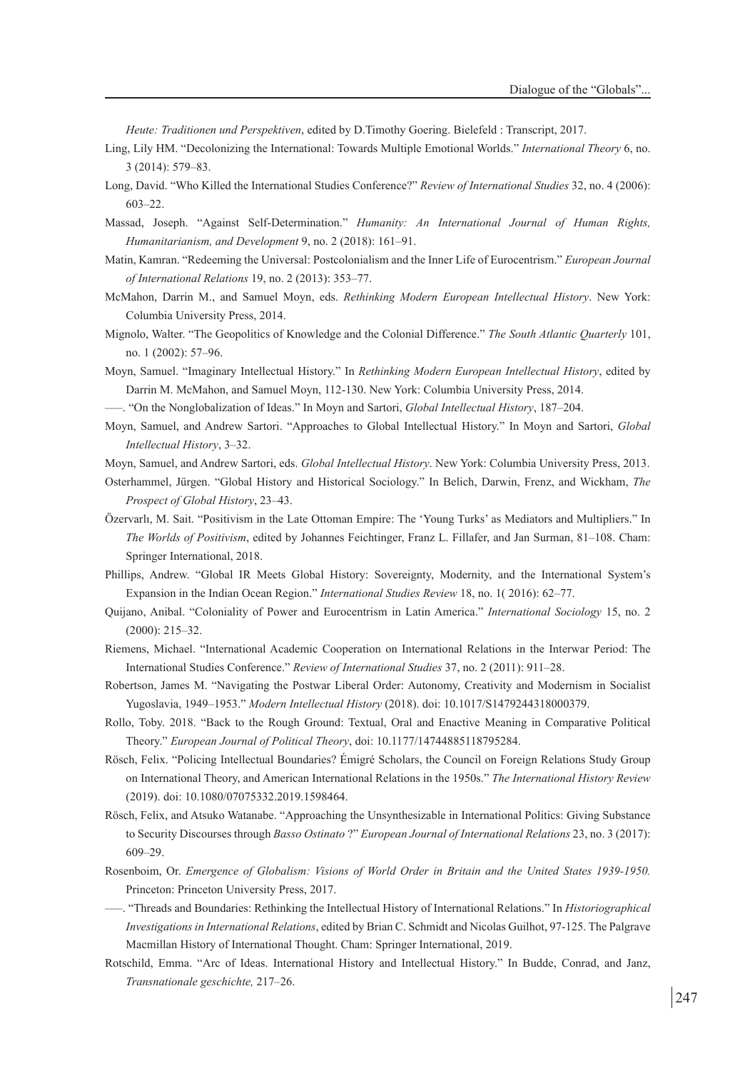*Heute: Traditionen und Perspektiven*, edited by D.Timothy Goering. Bielefeld : Transcript, 2017.

Ling, Lily HM. "Decolonizing the International: Towards Multiple Emotional Worlds." *International Theory* 6, no. 3 (2014): 579–83.

Long, David. "Who Killed the International Studies Conference?" *Review of International Studies* 32, no. 4 (2006): 603–22.

Massad, Joseph. "Against Self-Determination." *Humanity: An International Journal of Human Rights, Humanitarianism, and Development* 9, no. 2 (2018): 161–91.

Matin, Kamran. "Redeeming the Universal: Postcolonialism and the Inner Life of Eurocentrism." *European Journal of International Relations* 19, no. 2 (2013): 353–77.

McMahon, Darrin M., and Samuel Moyn, eds. *Rethinking Modern European Intellectual History*. New York: Columbia University Press, 2014.

Mignolo, Walter. "The Geopolitics of Knowledge and the Colonial Difference." *The South Atlantic Quarterly* 101, no. 1 (2002): 57–96.

Moyn, Samuel. "Imaginary Intellectual History." In *Rethinking Modern European Intellectual History*, edited by Darrin M. McMahon, and Samuel Moyn, 112-130. New York: Columbia University Press, 2014.

–––. "On the Nonglobalization of Ideas." In Moyn and Sartori, *Global Intellectual History*, 187–204.

Moyn, Samuel, and Andrew Sartori. "Approaches to Global Intellectual History." In Moyn and Sartori, *Global Intellectual History*, 3–32.

Moyn, Samuel, and Andrew Sartori, eds. *Global Intellectual History*. New York: Columbia University Press, 2013.

Osterhammel, Jürgen. "Global History and Historical Sociology." In Belich, Darwin, Frenz, and Wickham, *The Prospect of Global History*, 23–43.

Özervarlı, M. Sait. "Positivism in the Late Ottoman Empire: The 'Young Turks' as Mediators and Multipliers." In *The Worlds of Positivism*, edited by Johannes Feichtinger, Franz L. Fillafer, and Jan Surman, 81–108. Cham: Springer International, 2018.

Phillips, Andrew. "Global IR Meets Global History: Sovereignty, Modernity, and the International System's Expansion in the Indian Ocean Region." *International Studies Review* 18, no. 1( 2016): 62–77.

Quijano, Anibal. "Coloniality of Power and Eurocentrism in Latin America." *International Sociology* 15, no. 2 (2000): 215–32.

Riemens, Michael. "International Academic Cooperation on International Relations in the Interwar Period: The International Studies Conference." *Review of International Studies* 37, no. 2 (2011): 911–28.

Robertson, James M. "Navigating the Postwar Liberal Order: Autonomy, Creativity and Modernism in Socialist Yugoslavia, 1949–1953." *Modern Intellectual History* (2018). doi: 10.1017/S1479244318000379.

Rollo, Toby. 2018. "Back to the Rough Ground: Textual, Oral and Enactive Meaning in Comparative Political Theory." *European Journal of Political Theory*, doi: 10.1177/14744885118795284.

Rösch, Felix. "Policing Intellectual Boundaries? Émigré Scholars, the Council on Foreign Relations Study Group on International Theory, and American International Relations in the 1950s." *The International History Review* (2019). doi: 10.1080/07075332.2019.1598464.

Rösch, Felix, and Atsuko Watanabe. "Approaching the Unsynthesizable in International Politics: Giving Substance to Security Discourses through *Basso Ostinato* ?" *European Journal of International Relations* 23, no. 3 (2017): 609–29.

Rosenboim, Or. *Emergence of Globalism: Visions of World Order in Britain and the United States 1939-1950.* Princeton: Princeton University Press, 2017.

–––. "Threads and Boundaries: Rethinking the Intellectual History of International Relations." In *Historiographical Investigations in International Relations*, edited by Brian C. Schmidt and Nicolas Guilhot, 97-125. The Palgrave Macmillan History of International Thought. Cham: Springer International, 2019.

Rotschild, Emma. "Arc of Ideas. International History and Intellectual History." In Budde, Conrad, and Janz, *Transnationale geschichte,* 217–26.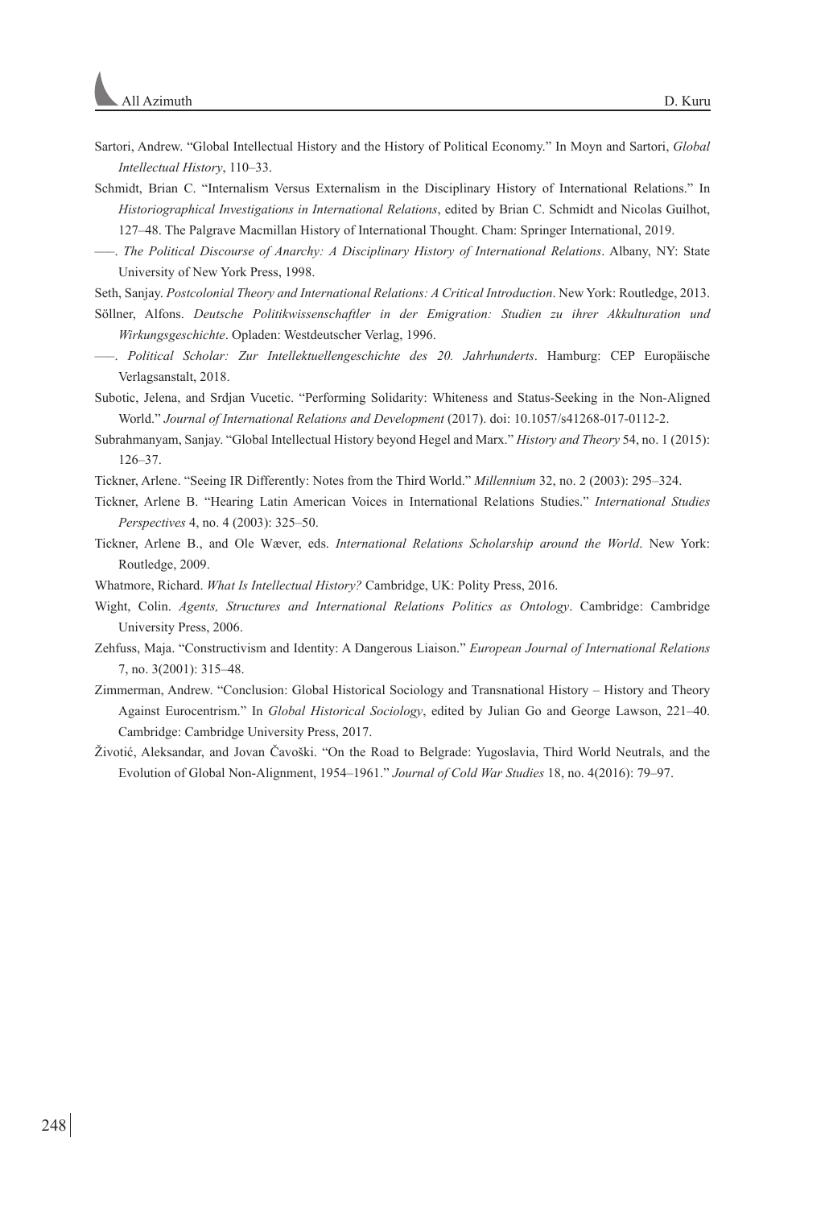Sartori, Andrew. "Global Intellectual History and the History of Political Economy." In Moyn and Sartori, *Global Intellectual History*, 110–33.

Schmidt, Brian C. "Internalism Versus Externalism in the Disciplinary History of International Relations." In *Historiographical Investigations in International Relations*, edited by Brian C. Schmidt and Nicolas Guilhot, 127–48. The Palgrave Macmillan History of International Thought. Cham: Springer International, 2019.

–––. *The Political Discourse of Anarchy: A Disciplinary History of International Relations*. Albany, NY: State University of New York Press, 1998.

Seth, Sanjay. *Postcolonial Theory and International Relations: A Critical Introduction*. New York: Routledge, 2013.

Söllner, Alfons. *Deutsche Politikwissenschaftler in der Emigration: Studien zu ihrer Akkulturation und Wirkungsgeschichte*. Opladen: Westdeutscher Verlag, 1996.

–––. *Political Scholar: Zur Intellektuellengeschichte des 20. Jahrhunderts*. Hamburg: CEP Europäische Verlagsanstalt, 2018.

Subotic, Jelena, and Srdjan Vucetic. "Performing Solidarity: Whiteness and Status-Seeking in the Non-Aligned World." *Journal of International Relations and Development* (2017). doi: 10.1057/s41268-017-0112-2.

Subrahmanyam, Sanjay. "Global Intellectual History beyond Hegel and Marx." *History and Theory* 54, no. 1 (2015): 126–37.

Tickner, Arlene. "Seeing IR Differently: Notes from the Third World." *Millennium* 32, no. 2 (2003): 295–324.

Tickner, Arlene B. "Hearing Latin American Voices in International Relations Studies." *International Studies Perspectives* 4, no. 4 (2003): 325–50.

Tickner, Arlene B., and Ole Wæver, eds. *International Relations Scholarship around the World*. New York: Routledge, 2009.

Whatmore, Richard. *What Is Intellectual History?* Cambridge, UK: Polity Press, 2016.

Wight, Colin. *Agents, Structures and International Relations Politics as Ontology*. Cambridge: Cambridge University Press, 2006.

Zehfuss, Maja. "Constructivism and Identity: A Dangerous Liaison." *European Journal of International Relations* 7, no. 3(2001): 315–48.

Zimmerman, Andrew. "Conclusion: Global Historical Sociology and Transnational History – History and Theory Against Eurocentrism." In *Global Historical Sociology*, edited by Julian Go and George Lawson, 221–40. Cambridge: Cambridge University Press, 2017.

Životić, Aleksandar, and Jovan Čavoški. "On the Road to Belgrade: Yugoslavia, Third World Neutrals, and the Evolution of Global Non-Alignment, 1954–1961." *Journal of Cold War Studies* 18, no. 4(2016): 79–97.